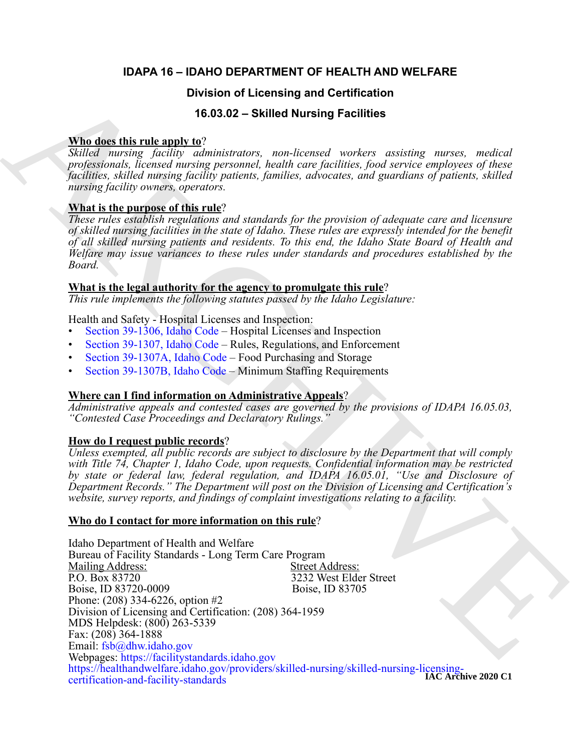# IDAPA 16 – IDAHO DEPARTMENT OF HEALTH AND WELFARE

## Division of Licensing and Certification

## 16.03.02 – Skilled Nursing Facilities

**Who does this rule apply to**?

*Skilled nursing facility administrators, non-licensed workers assisting nurses, medical professionals, licensed nursing personnel, health care facilities, food service employees of these facilities, skilled nursing facility patients, families, advocates, and guardians of patients, skilled nursing facility owners, operators.*

**What is the purpose of this rule**?

*These rules establish regulations and standards for the provision of adequate care and licensure of skilled nursing facilities in the state of Idaho. These rules are expressly intended for the benefit of all skilled nursing patients and residents. To this end, the Idaho State Board of Health and Welfare may issue variances to these rules under standards and procedures established by the Board.*

**What is the legal authority for the agency to promulgate this rule**?

*This rule implements the following statutes passed by the Idaho Legislature:*

Health and Safety - Hospital Licenses and Inspection:

- Section 39-1306, Idaho Code – Hospital Licenses and Inspection
- Section 39-1307, Idaho Code – Rules, Regulations, and Enforcement
- Section 39-1307A, Idaho Code – Food Purchasing and Storage
- Section 39-1307B, Idaho Code – Minimum Staffing Requirements

**Where can I find information on Administrative Appeals**?

*Administrative appeals and contested cases are governed by the provisions of IDAPA 16.05.03, "Contested Case Proceedings and Declaratory Rulings."*

**How do I request public records**?

*Unless exempted, all public records are subject to disclosure by the Department that will comply with Title 74, Chapter 1, Idaho Code, upon requests. Confidential information may be restricted by state or federal law, federal regulation, and IDAPA 16.05.01, "Use and Disclosure of Department Records." The Department will post on the Division of Licensing and Certification's website, survey reports, and findings of complaint investigations relating to a facility.*

**Who do I contact for more information on this rule**?

Idaho Department of Health and Welfare
Bureau of Facility Standards - Long Term Care Program

| Mailing Address: | Street Address: |
|---|---|
| P.O. Box 83720 | 3232 West Elder Street |
| Boise, ID 83720-0009 | Boise, ID 83705 |

Phone: (208) 334-6226, option #2
Division of Licensing and Certification: (208) 364-1959
MDS Helpdesk: (800) 263-5339
Fax: (208) 364-1888
Email: fsb@dhw.idaho.gov
Webpages: https://facilitystandards.idaho.gov
https://healthandwelfare.idaho.gov/providers/skilled-nursing/skilled-nursing-licensing-certification-and-facility-standards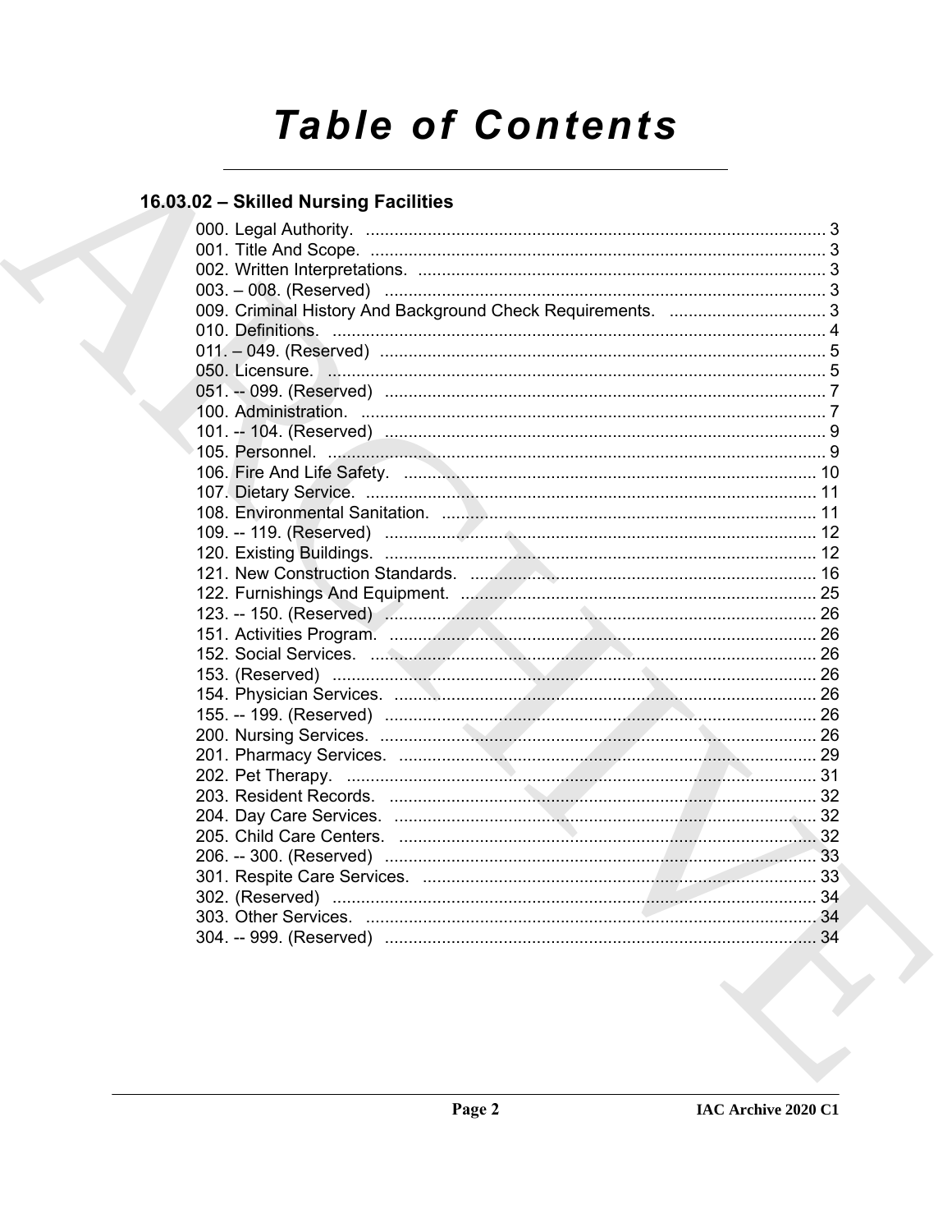# Table of Contents

## 16.03.02 – Skilled Nursing Facilities

000. Legal Authority. .......... 3
001. Title And Scope. .......... 3
002. Written Interpretations. .......... 3
003. – 008. (Reserved) .......... 3
009. Criminal History And Background Check Requirements. .......... 3
010. Definitions. .......... 4
011. – 049. (Reserved) .......... 5
050. Licensure. .......... 5
051. -- 099. (Reserved) .......... 7
100. Administration. .......... 7
101. -- 104. (Reserved) .......... 9
105. Personnel. .......... 9
106. Fire And Life Safety. .......... 10
107. Dietary Service. .......... 11
108. Environmental Sanitation. .......... 11
109. -- 119. (Reserved) .......... 12
120. Existing Buildings. .......... 12
121. New Construction Standards. .......... 16
122. Furnishings And Equipment. .......... 25
123. -- 150. (Reserved) .......... 26
151. Activities Program. .......... 26
152. Social Services. .......... 26
153. (Reserved) .......... 26
154. Physician Services. .......... 26
155. -- 199. (Reserved) .......... 26
200. Nursing Services. .......... 26
201. Pharmacy Services. .......... 29
202. Pet Therapy. .......... 31
203. Resident Records. .......... 32
204. Day Care Services. .......... 32
205. Child Care Centers. .......... 32
206. -- 300. (Reserved) .......... 33
301. Respite Care Services. .......... 33
302. (Reserved) .......... 34
303. Other Services. .......... 34
304. -- 999. (Reserved) .......... 34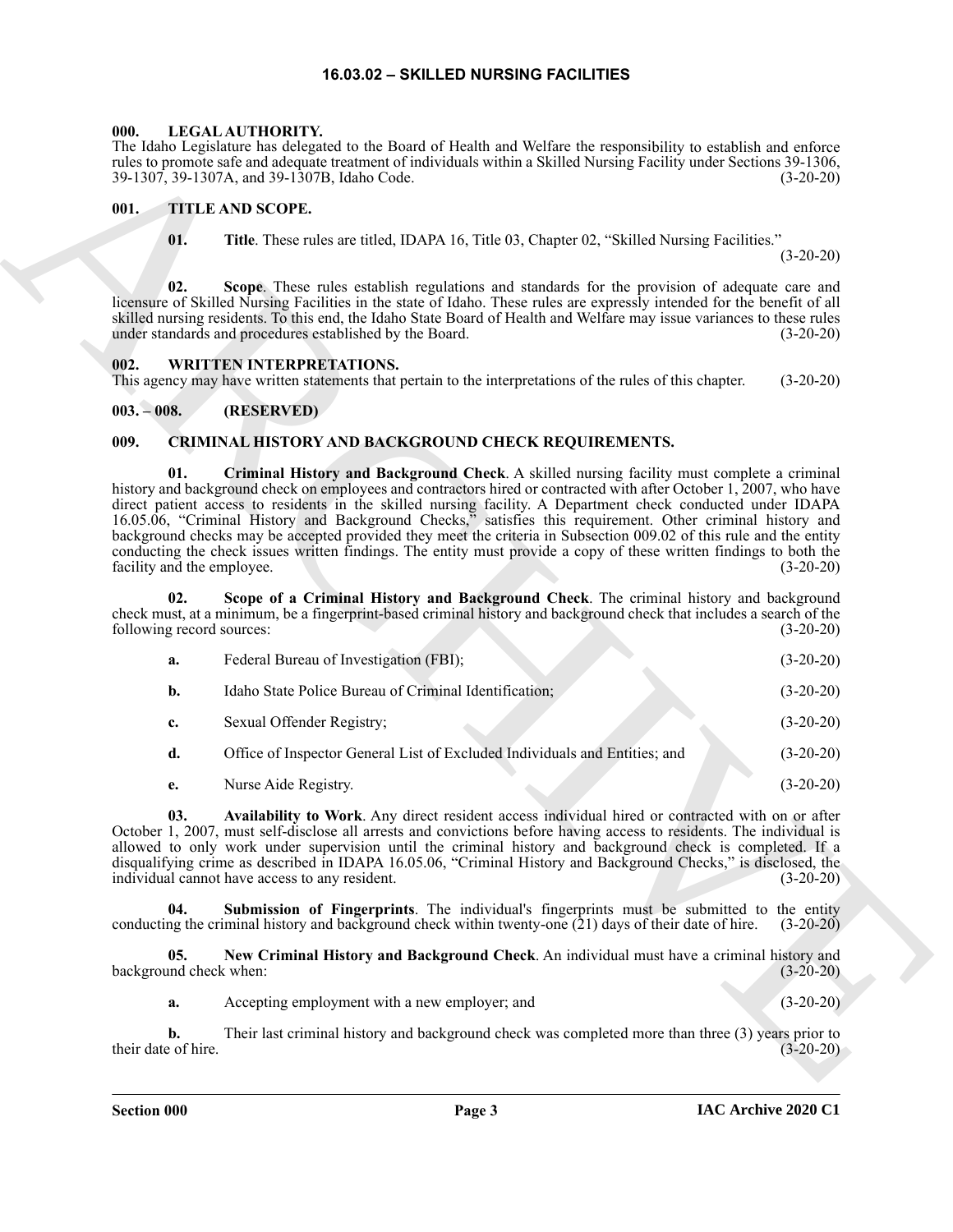# 16.03.02 – SKILLED NURSING FACILITIES

## 000. LEGAL AUTHORITY.

The Idaho Legislature has delegated to the Board of Health and Welfare the responsibility to establish and enforce rules to promote safe and adequate treatment of individuals within a Skilled Nursing Facility under Sections 39-1306, 39-1307, 39-1307A, and 39-1307B, Idaho Code. (3-20-20)

## 001. TITLE AND SCOPE.

**01. Title**. These rules are titled, IDAPA 16, Title 03, Chapter 02, "Skilled Nursing Facilities." (3-20-20)

**02. Scope**. These rules establish regulations and standards for the provision of adequate care and licensure of Skilled Nursing Facilities in the state of Idaho. These rules are expressly intended for the benefit of all skilled nursing residents. To this end, the Idaho State Board of Health and Welfare may issue variances to these rules under standards and procedures established by the Board. (3-20-20)

## 002. WRITTEN INTERPRETATIONS.

This agency may have written statements that pertain to the interpretations of the rules of this chapter. (3-20-20)

## 003. – 008. (RESERVED)

## 009. CRIMINAL HISTORY AND BACKGROUND CHECK REQUIREMENTS.

**01. Criminal History and Background Check**. A skilled nursing facility must complete a criminal history and background check on employees and contractors hired or contracted with after October 1, 2007, who have direct patient access to residents in the skilled nursing facility. A Department check conducted under IDAPA 16.05.06, "Criminal History and Background Checks," satisfies this requirement. Other criminal history and background checks may be accepted provided they meet the criteria in Subsection 009.02 of this rule and the entity conducting the check issues written findings. The entity must provide a copy of these written findings to both the facility and the employee. (3-20-20)

**02. Scope of a Criminal History and Background Check**. The criminal history and background check must, at a minimum, be a fingerprint-based criminal history and background check that includes a search of the following record sources: (3-20-20)

**a.** Federal Bureau of Investigation (FBI); (3-20-20)

**b.** Idaho State Police Bureau of Criminal Identification; (3-20-20)

**c.** Sexual Offender Registry; (3-20-20)

**d.** Office of Inspector General List of Excluded Individuals and Entities; and (3-20-20)

**e.** Nurse Aide Registry. (3-20-20)

**03. Availability to Work**. Any direct resident access individual hired or contracted with on or after October 1, 2007, must self-disclose all arrests and convictions before having access to residents. The individual is allowed to only work under supervision until the criminal history and background check is completed. If a disqualifying crime as described in IDAPA 16.05.06, "Criminal History and Background Checks," is disclosed, the individual cannot have access to any resident. (3-20-20)

**04. Submission of Fingerprints**. The individual's fingerprints must be submitted to the entity conducting the criminal history and background check within twenty-one (21) days of their date of hire. (3-20-20)

**05. New Criminal History and Background Check**. An individual must have a criminal history and background check when: (3-20-20)

**a.** Accepting employment with a new employer; and (3-20-20)

**b.** Their last criminal history and background check was completed more than three (3) years prior to their date of hire. (3-20-20)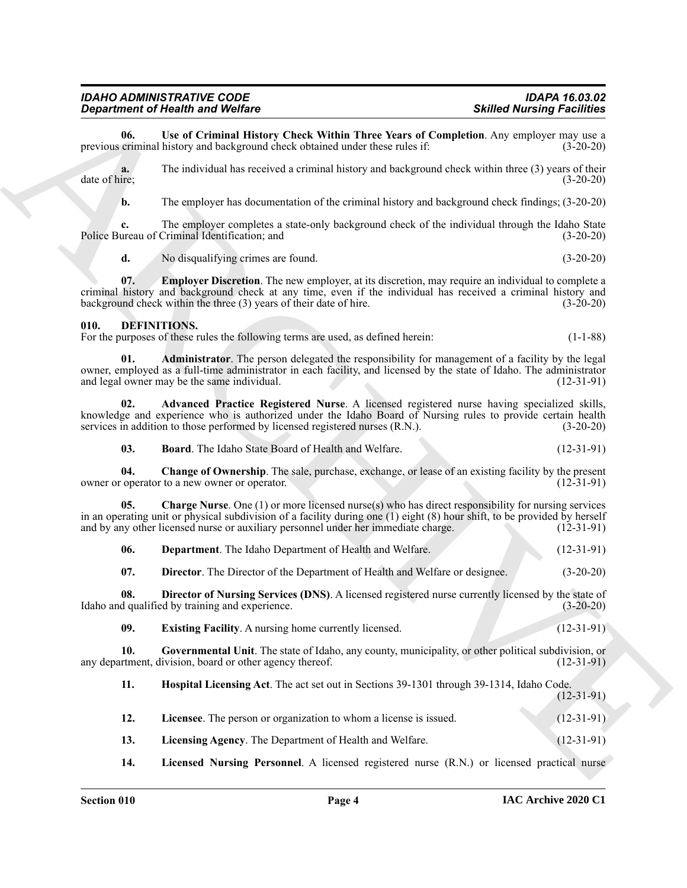**06. Use of Criminal History Check Within Three Years of Completion**. Any employer may use a previous criminal history and background check obtained under these rules if: (3-20-20)

**a.** The individual has received a criminal history and background check within three (3) years of their date of hire; (3-20-20)

**b.** The employer has documentation of the criminal history and background check findings; (3-20-20)

**c.** The employer completes a state-only background check of the individual through the Idaho State Police Bureau of Criminal Identification; and (3-20-20)

**d.** No disqualifying crimes are found. (3-20-20)

**07. Employer Discretion**. The new employer, at its discretion, may require an individual to complete a criminal history and background check at any time, even if the individual has received a criminal history and background check within the three (3) years of their date of hire. (3-20-20)

## 010. DEFINITIONS.

For the purposes of these rules the following terms are used, as defined herein: (1-1-88)

**01. Administrator**. The person delegated the responsibility for management of a facility by the legal owner, employed as a full-time administrator in each facility, and licensed by the state of Idaho. The administrator and legal owner may be the same individual. (12-31-91)

**02. Advanced Practice Registered Nurse**. A licensed registered nurse having specialized skills, knowledge and experience who is authorized under the Idaho Board of Nursing rules to provide certain health services in addition to those performed by licensed registered nurses (R.N.). (3-20-20)

**03. Board**. The Idaho State Board of Health and Welfare. (12-31-91)

**04. Change of Ownership**. The sale, purchase, exchange, or lease of an existing facility by the present owner or operator to a new owner or operator. (12-31-91)

**05. Charge Nurse**. One (1) or more licensed nurse(s) who has direct responsibility for nursing services in an operating unit or physical subdivision of a facility during one (1) eight (8) hour shift, to be provided by herself and by any other licensed nurse or auxiliary personnel under her immediate charge. (12-31-91)

**06. Department**. The Idaho Department of Health and Welfare. (12-31-91)

**07. Director**. The Director of the Department of Health and Welfare or designee. (3-20-20)

**08. Director of Nursing Services (DNS)**. A licensed registered nurse currently licensed by the state of Idaho and qualified by training and experience. (3-20-20)

**09. Existing Facility**. A nursing home currently licensed. (12-31-91)

**10. Governmental Unit**. The state of Idaho, any county, municipality, or other political subdivision, or any department, division, board or other agency thereof. (12-31-91)

**11. Hospital Licensing Act**. The act set out in Sections 39-1301 through 39-1314, Idaho Code. (12-31-91)

**12. Licensee**. The person or organization to whom a license is issued. (12-31-91)

**13. Licensing Agency**. The Department of Health and Welfare. (12-31-91)

**14. Licensed Nursing Personnel**. A licensed registered nurse (R.N.) or licensed practical nurse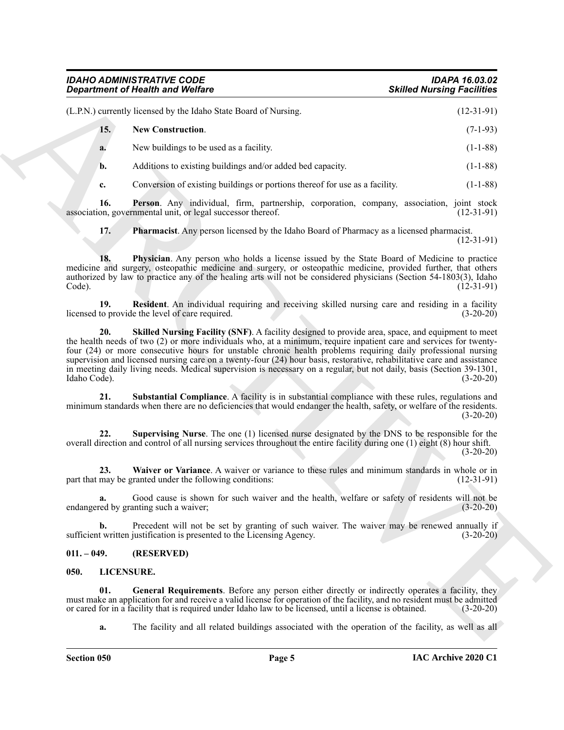(L.P.N.) currently licensed by the Idaho State Board of Nursing. (12-31-91)

**15. New Construction**. (7-1-93)

**a.** New buildings to be used as a facility. (1-1-88)

**b.** Additions to existing buildings and/or added bed capacity. (1-1-88)

**c.** Conversion of existing buildings or portions thereof for use as a facility. (1-1-88)

**16. Person**. Any individual, firm, partnership, corporation, company, association, joint stock association, governmental unit, or legal successor thereof. (12-31-91)

**17. Pharmacist**. Any person licensed by the Idaho Board of Pharmacy as a licensed pharmacist. (12-31-91)

**18. Physician**. Any person who holds a license issued by the State Board of Medicine to practice medicine and surgery, osteopathic medicine and surgery, or osteopathic medicine, provided further, that others authorized by law to practice any of the healing arts will not be considered physicians (Section 54-1803(3), Idaho Code). (12-31-91)

**19. Resident**. An individual requiring and receiving skilled nursing care and residing in a facility licensed to provide the level of care required. (3-20-20)

**20. Skilled Nursing Facility (SNF)**. A facility designed to provide area, space, and equipment to meet the health needs of two (2) or more individuals who, at a minimum, require inpatient care and services for twenty-four (24) or more consecutive hours for unstable chronic health problems requiring daily professional nursing supervision and licensed nursing care on a twenty-four (24) hour basis, restorative, rehabilitative care and assistance in meeting daily living needs. Medical supervision is necessary on a regular, but not daily, basis (Section 39-1301, Idaho Code). (3-20-20)

**21. Substantial Compliance**. A facility is in substantial compliance with these rules, regulations and minimum standards when there are no deficiencies that would endanger the health, safety, or welfare of the residents. (3-20-20)

**22. Supervising Nurse**. The one (1) licensed nurse designated by the DNS to be responsible for the overall direction and control of all nursing services throughout the entire facility during one (1) eight (8) hour shift. (3-20-20)

**23. Waiver or Variance**. A waiver or variance to these rules and minimum standards in whole or in part that may be granted under the following conditions: (12-31-91)

**a.** Good cause is shown for such waiver and the health, welfare or safety of residents will not be endangered by granting such a waiver; (3-20-20)

**b.** Precedent will not be set by granting of such waiver. The waiver may be renewed annually if sufficient written justification is presented to the Licensing Agency. (3-20-20)

## 011. – 049. (RESERVED)

## 050. LICENSURE.

**01. General Requirements**. Before any person either directly or indirectly operates a facility, they must make an application for and receive a valid license for operation of the facility, and no resident must be admitted or cared for in a facility that is required under Idaho law to be licensed, until a license is obtained. (3-20-20)

**a.** The facility and all related buildings associated with the operation of the facility, as well as all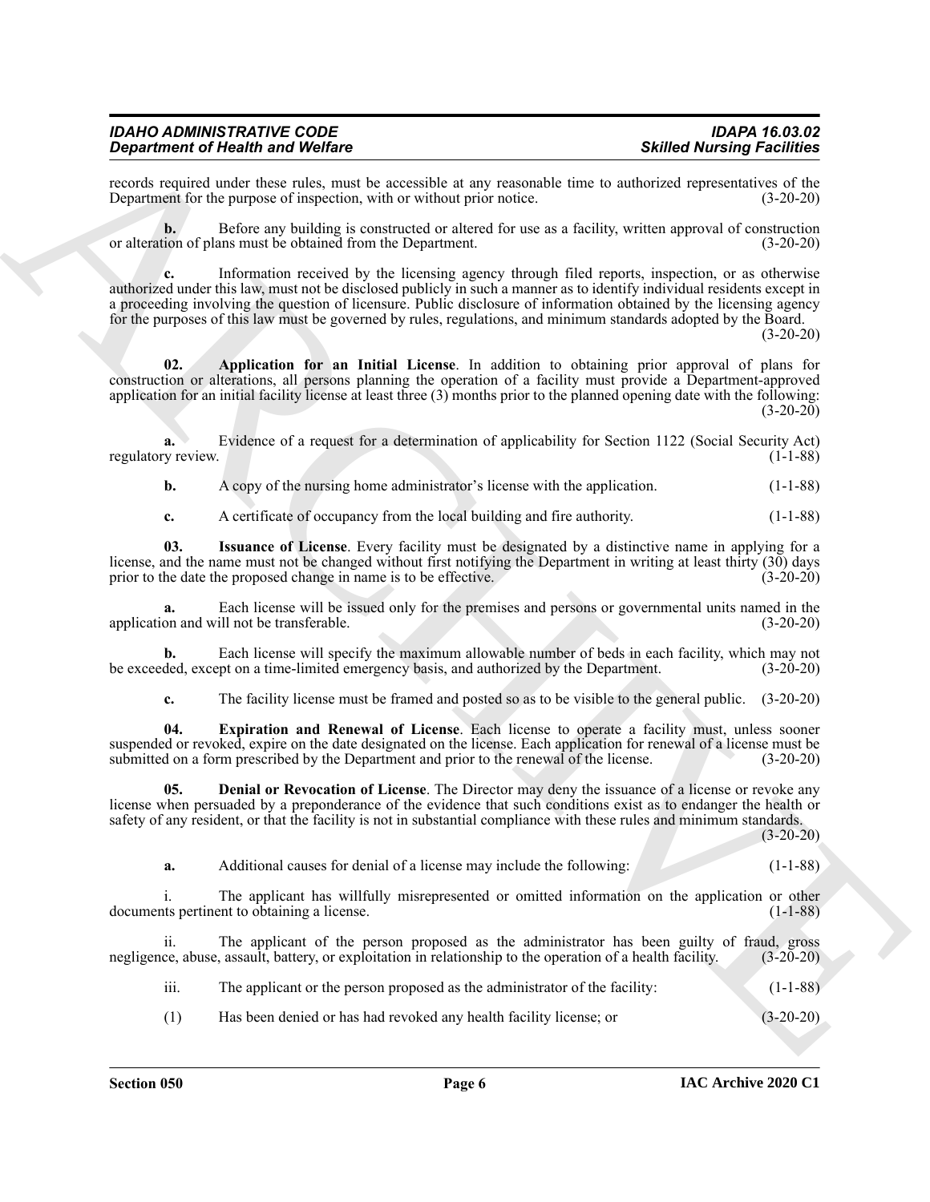records required under these rules, must be accessible at any reasonable time to authorized representatives of the Department for the purpose of inspection, with or without prior notice. (3-20-20)

**b.** Before any building is constructed or altered for use as a facility, written approval of construction or alteration of plans must be obtained from the Department. (3-20-20)

**c.** Information received by the licensing agency through filed reports, inspection, or as otherwise authorized under this law, must not be disclosed publicly in such a manner as to identify individual residents except in a proceeding involving the question of licensure. Public disclosure of information obtained by the licensing agency for the purposes of this law must be governed by rules, regulations, and minimum standards adopted by the Board. (3-20-20)

**02. Application for an Initial License**. In addition to obtaining prior approval of plans for construction or alterations, all persons planning the operation of a facility must provide a Department-approved application for an initial facility license at least three (3) months prior to the planned opening date with the following: (3-20-20)

**a.** Evidence of a request for a determination of applicability for Section 1122 (Social Security Act) regulatory review. (1-1-88)

**b.** A copy of the nursing home administrator's license with the application. (1-1-88)

**c.** A certificate of occupancy from the local building and fire authority. (1-1-88)

**03. Issuance of License**. Every facility must be designated by a distinctive name in applying for a license, and the name must not be changed without first notifying the Department in writing at least thirty (30) days prior to the date the proposed change in name is to be effective. (3-20-20)

**a.** Each license will be issued only for the premises and persons or governmental units named in the application and will not be transferable. (3-20-20)

**b.** Each license will specify the maximum allowable number of beds in each facility, which may not be exceeded, except on a time-limited emergency basis, and authorized by the Department. (3-20-20)

**c.** The facility license must be framed and posted so as to be visible to the general public. (3-20-20)

**04. Expiration and Renewal of License**. Each license to operate a facility must, unless sooner suspended or revoked, expire on the date designated on the license. Each application for renewal of a license must be submitted on a form prescribed by the Department and prior to the renewal of the license. (3-20-20)

**05. Denial or Revocation of License**. The Director may deny the issuance of a license or revoke any license when persuaded by a preponderance of the evidence that such conditions exist as to endanger the health or safety of any resident, or that the facility is not in substantial compliance with these rules and minimum standards. (3-20-20)

**a.** Additional causes for denial of a license may include the following: (1-1-88)

i. The applicant has willfully misrepresented or omitted information on the application or other documents pertinent to obtaining a license. (1-1-88)

ii. The applicant of the person proposed as the administrator has been guilty of fraud, gross negligence, abuse, assault, battery, or exploitation in relationship to the operation of a health facility. (3-20-20)

iii. The applicant or the person proposed as the administrator of the facility: (1-1-88)

(1) Has been denied or has had revoked any health facility license; or (3-20-20)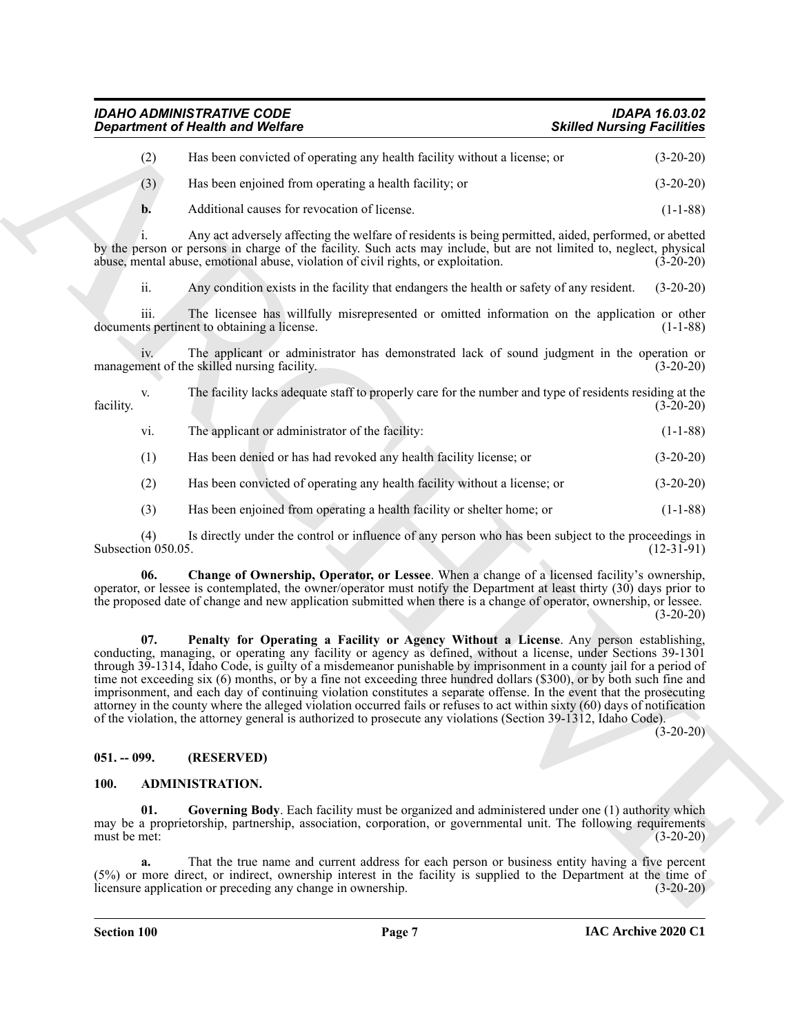(2) Has been convicted of operating any health facility without a license; or (3-20-20)

(3) Has been enjoined from operating a health facility; or (3-20-20)

**b.** Additional causes for revocation of license. (1-1-88)

i. Any act adversely affecting the welfare of residents is being permitted, aided, performed, or abetted by the person or persons in charge of the facility. Such acts may include, but are not limited to, neglect, physical abuse, mental abuse, emotional abuse, violation of civil rights, or exploitation. (3-20-20)

ii. Any condition exists in the facility that endangers the health or safety of any resident. (3-20-20)

iii. The licensee has willfully misrepresented or omitted information on the application or other documents pertinent to obtaining a license. (1-1-88)

iv. The applicant or administrator has demonstrated lack of sound judgment in the operation or management of the skilled nursing facility. (3-20-20)

v. The facility lacks adequate staff to properly care for the number and type of residents residing at the facility. (3-20-20)

vi. The applicant or administrator of the facility: (1-1-88)

(1) Has been denied or has had revoked any health facility license; or (3-20-20)

(2) Has been convicted of operating any health facility without a license; or (3-20-20)

(3) Has been enjoined from operating a health facility or shelter home; or (1-1-88)

(4) Is directly under the control or influence of any person who has been subject to the proceedings in Subsection 050.05. (12-31-91)

**06. Change of Ownership, Operator, or Lessee**. When a change of a licensed facility's ownership, operator, or lessee is contemplated, the owner/operator must notify the Department at least thirty (30) days prior to the proposed date of change and new application submitted when there is a change of operator, ownership, or lessee. (3-20-20)

**07. Penalty for Operating a Facility or Agency Without a License**. Any person establishing, conducting, managing, or operating any facility or agency as defined, without a license, under Sections 39-1301 through 39-1314, Idaho Code, is guilty of a misdemeanor punishable by imprisonment in a county jail for a period of time not exceeding six (6) months, or by a fine not exceeding three hundred dollars ($300), or by both such fine and imprisonment, and each day of continuing violation constitutes a separate offense. In the event that the prosecuting attorney in the county where the alleged violation occurred fails or refuses to act within sixty (60) days of notification of the violation, the attorney general is authorized to prosecute any violations (Section 39-1312, Idaho Code). (3-20-20)

## 051. -- 099. (RESERVED)

## 100. ADMINISTRATION.

**01. Governing Body**. Each facility must be organized and administered under one (1) authority which may be a proprietorship, partnership, association, corporation, or governmental unit. The following requirements must be met: (3-20-20)

**a.** That the true name and current address for each person or business entity having a five percent (5%) or more direct, or indirect, ownership interest in the facility is supplied to the Department at the time of licensure application or preceding any change in ownership. (3-20-20)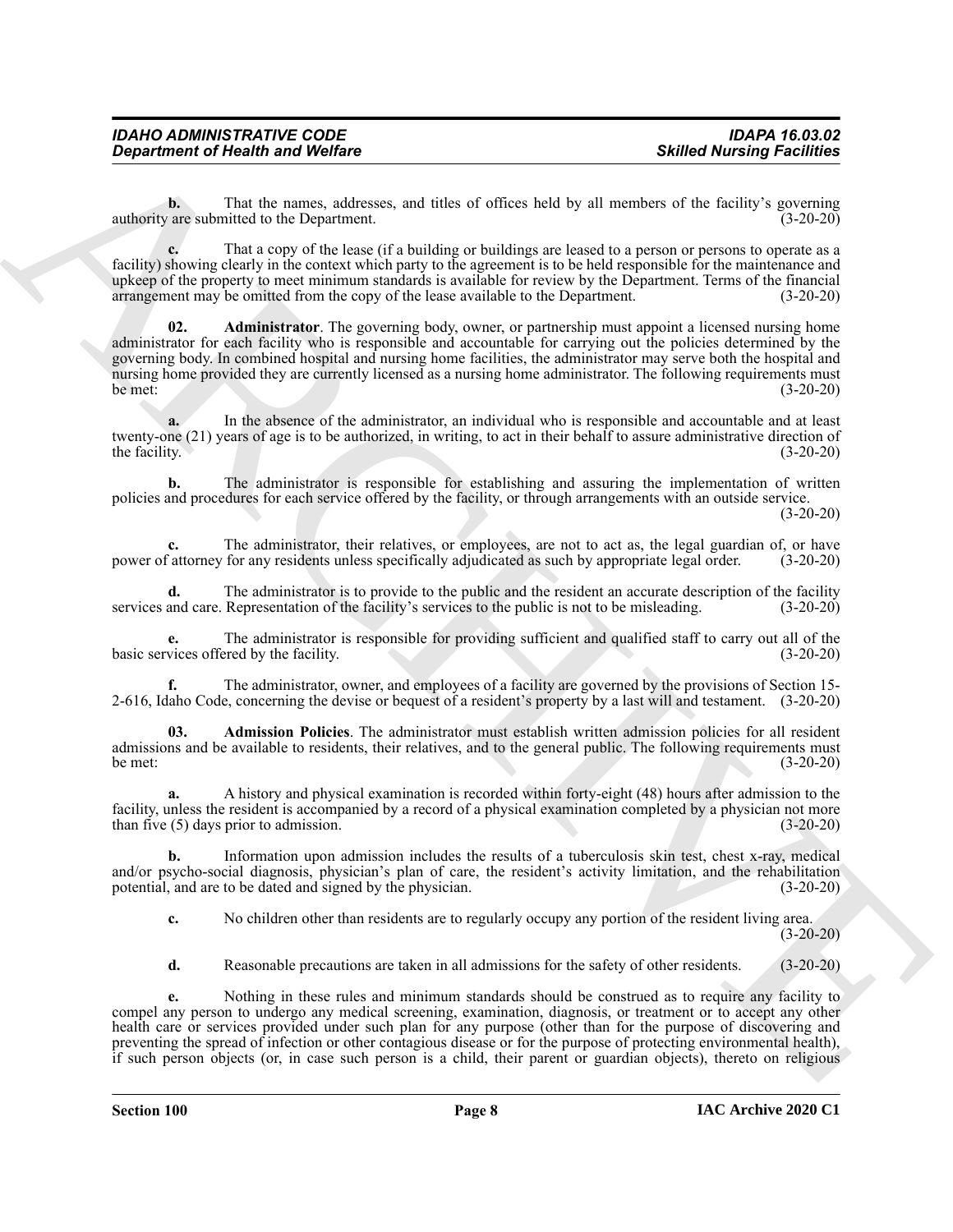**b.** That the names, addresses, and titles of offices held by all members of the facility's governing authority are submitted to the Department. (3-20-20)

**c.** That a copy of the lease (if a building or buildings are leased to a person or persons to operate as a facility) showing clearly in the context which party to the agreement is to be held responsible for the maintenance and upkeep of the property to meet minimum standards is available for review by the Department. Terms of the financial arrangement may be omitted from the copy of the lease available to the Department. (3-20-20)

**02. Administrator**. The governing body, owner, or partnership must appoint a licensed nursing home administrator for each facility who is responsible and accountable for carrying out the policies determined by the governing body. In combined hospital and nursing home facilities, the administrator may serve both the hospital and nursing home provided they are currently licensed as a nursing home administrator. The following requirements must be met: (3-20-20)

**a.** In the absence of the administrator, an individual who is responsible and accountable and at least twenty-one (21) years of age is to be authorized, in writing, to act in their behalf to assure administrative direction of the facility. (3-20-20)

**b.** The administrator is responsible for establishing and assuring the implementation of written policies and procedures for each service offered by the facility, or through arrangements with an outside service. (3-20-20)

**c.** The administrator, their relatives, or employees, are not to act as, the legal guardian of, or have power of attorney for any residents unless specifically adjudicated as such by appropriate legal order. (3-20-20)

**d.** The administrator is to provide to the public and the resident an accurate description of the facility services and care. Representation of the facility's services to the public is not to be misleading. (3-20-20)

**e.** The administrator is responsible for providing sufficient and qualified staff to carry out all of the basic services offered by the facility. (3-20-20)

**f.** The administrator, owner, and employees of a facility are governed by the provisions of Section 15-2-616, Idaho Code, concerning the devise or bequest of a resident's property by a last will and testament. (3-20-20)

**03. Admission Policies**. The administrator must establish written admission policies for all resident admissions and be available to residents, their relatives, and to the general public. The following requirements must be met: (3-20-20)

**a.** A history and physical examination is recorded within forty-eight (48) hours after admission to the facility, unless the resident is accompanied by a record of a physical examination completed by a physician not more than five (5) days prior to admission. (3-20-20)

**b.** Information upon admission includes the results of a tuberculosis skin test, chest x-ray, medical and/or psycho-social diagnosis, physician's plan of care, the resident's activity limitation, and the rehabilitation potential, and are to be dated and signed by the physician. (3-20-20)

**c.** No children other than residents are to regularly occupy any portion of the resident living area. (3-20-20)

**d.** Reasonable precautions are taken in all admissions for the safety of other residents. (3-20-20)

**e.** Nothing in these rules and minimum standards should be construed as to require any facility to compel any person to undergo any medical screening, examination, diagnosis, or treatment or to accept any other health care or services provided under such plan for any purpose (other than for the purpose of discovering and preventing the spread of infection or other contagious disease or for the purpose of protecting environmental health), if such person objects (or, in case such person is a child, their parent or guardian objects), thereto on religious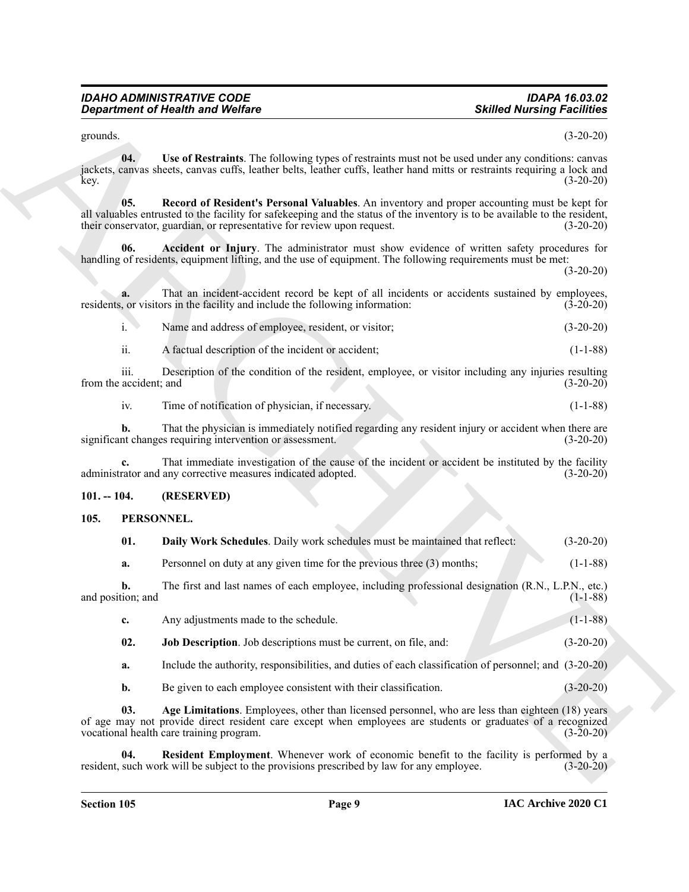grounds. (3-20-20)

**04. Use of Restraints**. The following types of restraints must not be used under any conditions: canvas jackets, canvas sheets, canvas cuffs, leather belts, leather cuffs, leather hand mitts or restraints requiring a lock and key. (3-20-20)

**05. Record of Resident's Personal Valuables**. An inventory and proper accounting must be kept for all valuables entrusted to the facility for safekeeping and the status of the inventory is to be available to the resident, their conservator, guardian, or representative for review upon request. (3-20-20)

**06. Accident or Injury**. The administrator must show evidence of written safety procedures for handling of residents, equipment lifting, and the use of equipment. The following requirements must be met: (3-20-20)

**a.** That an incident-accident record be kept of all incidents or accidents sustained by employees, residents, or visitors in the facility and include the following information: (3-20-20)

i. Name and address of employee, resident, or visitor; (3-20-20)

ii. A factual description of the incident or accident; (1-1-88)

iii. Description of the condition of the resident, employee, or visitor including any injuries resulting from the accident; and (3-20-20)

iv. Time of notification of physician, if necessary. (1-1-88)

**b.** That the physician is immediately notified regarding any resident injury or accident when there are significant changes requiring intervention or assessment. (3-20-20)

**c.** That immediate investigation of the cause of the incident or accident be instituted by the facility administrator and any corrective measures indicated adopted. (3-20-20)

## 101. -- 104. (RESERVED)

## 105. PERSONNEL.

**01. Daily Work Schedules**. Daily work schedules must be maintained that reflect: (3-20-20)

**a.** Personnel on duty at any given time for the previous three (3) months; (1-1-88)

**b.** The first and last names of each employee, including professional designation (R.N., L.P.N., etc.) and position; and (1-1-88)

**c.** Any adjustments made to the schedule. (1-1-88)

**02. Job Description**. Job descriptions must be current, on file, and: (3-20-20)

**a.** Include the authority, responsibilities, and duties of each classification of personnel; and (3-20-20)

**b.** Be given to each employee consistent with their classification. (3-20-20)

**03. Age Limitations**. Employees, other than licensed personnel, who are less than eighteen (18) years of age may not provide direct resident care except when employees are students or graduates of a recognized vocational health care training program. (3-20-20)

**04. Resident Employment**. Whenever work of economic benefit to the facility is performed by a resident, such work will be subject to the provisions prescribed by law for any employee. (3-20-20)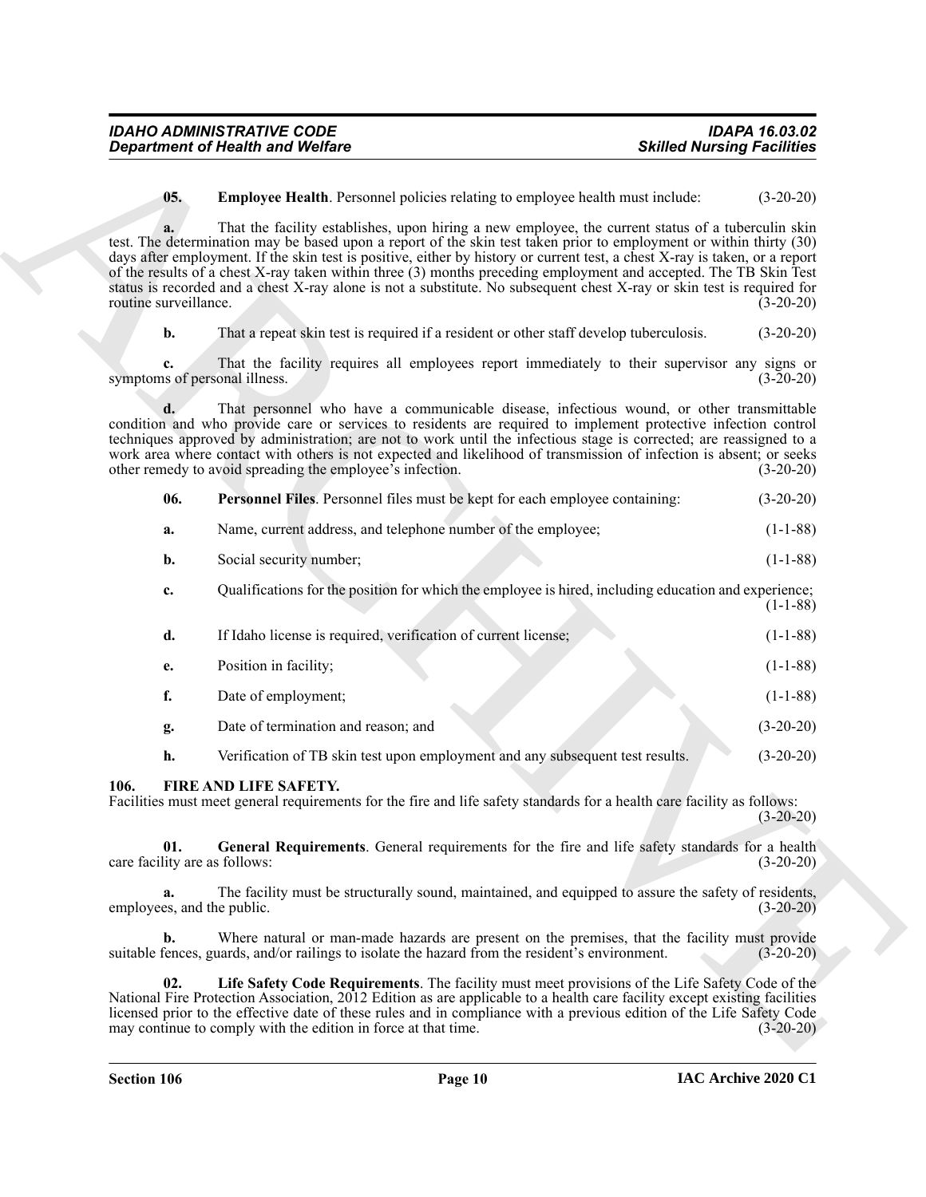**05. Employee Health**. Personnel policies relating to employee health must include: (3-20-20)

**a.** That the facility establishes, upon hiring a new employee, the current status of a tuberculin skin test. The determination may be based upon a report of the skin test taken prior to employment or within thirty (30) days after employment. If the skin test is positive, either by history or current test, a chest X-ray is taken, or a report of the results of a chest X-ray taken within three (3) months preceding employment and accepted. The TB Skin Test status is recorded and a chest X-ray alone is not a substitute. No subsequent chest X-ray or skin test is required for routine surveillance. (3-20-20)

**b.** That a repeat skin test is required if a resident or other staff develop tuberculosis. (3-20-20)

**c.** That the facility requires all employees report immediately to their supervisor any signs or symptoms of personal illness. (3-20-20)

**d.** That personnel who have a communicable disease, infectious wound, or other transmittable condition and who provide care or services to residents are required to implement protective infection control techniques approved by administration; are not to work until the infectious stage is corrected; are reassigned to a work area where contact with others is not expected and likelihood of transmission of infection is absent; or seeks other remedy to avoid spreading the employee's infection. (3-20-20)

**06. Personnel Files**. Personnel files must be kept for each employee containing: (3-20-20)

**a.** Name, current address, and telephone number of the employee; (1-1-88)

**b.** Social security number; (1-1-88)

**c.** Qualifications for the position for which the employee is hired, including education and experience; (1-1-88)

**d.** If Idaho license is required, verification of current license; (1-1-88)

**e.** Position in facility; (1-1-88)

**f.** Date of employment; (1-1-88)

**g.** Date of termination and reason; and (3-20-20)

**h.** Verification of TB skin test upon employment and any subsequent test results. (3-20-20)

## 106. FIRE AND LIFE SAFETY.

Facilities must meet general requirements for the fire and life safety standards for a health care facility as follows: (3-20-20)

**01. General Requirements**. General requirements for the fire and life safety standards for a health care facility are as follows: (3-20-20)

**a.** The facility must be structurally sound, maintained, and equipped to assure the safety of residents, employees, and the public. (3-20-20)

**b.** Where natural or man-made hazards are present on the premises, that the facility must provide suitable fences, guards, and/or railings to isolate the hazard from the resident's environment. (3-20-20)

**02. Life Safety Code Requirements**. The facility must meet provisions of the Life Safety Code of the National Fire Protection Association, 2012 Edition as are applicable to a health care facility except existing facilities licensed prior to the effective date of these rules and in compliance with a previous edition of the Life Safety Code may continue to comply with the edition in force at that time. (3-20-20)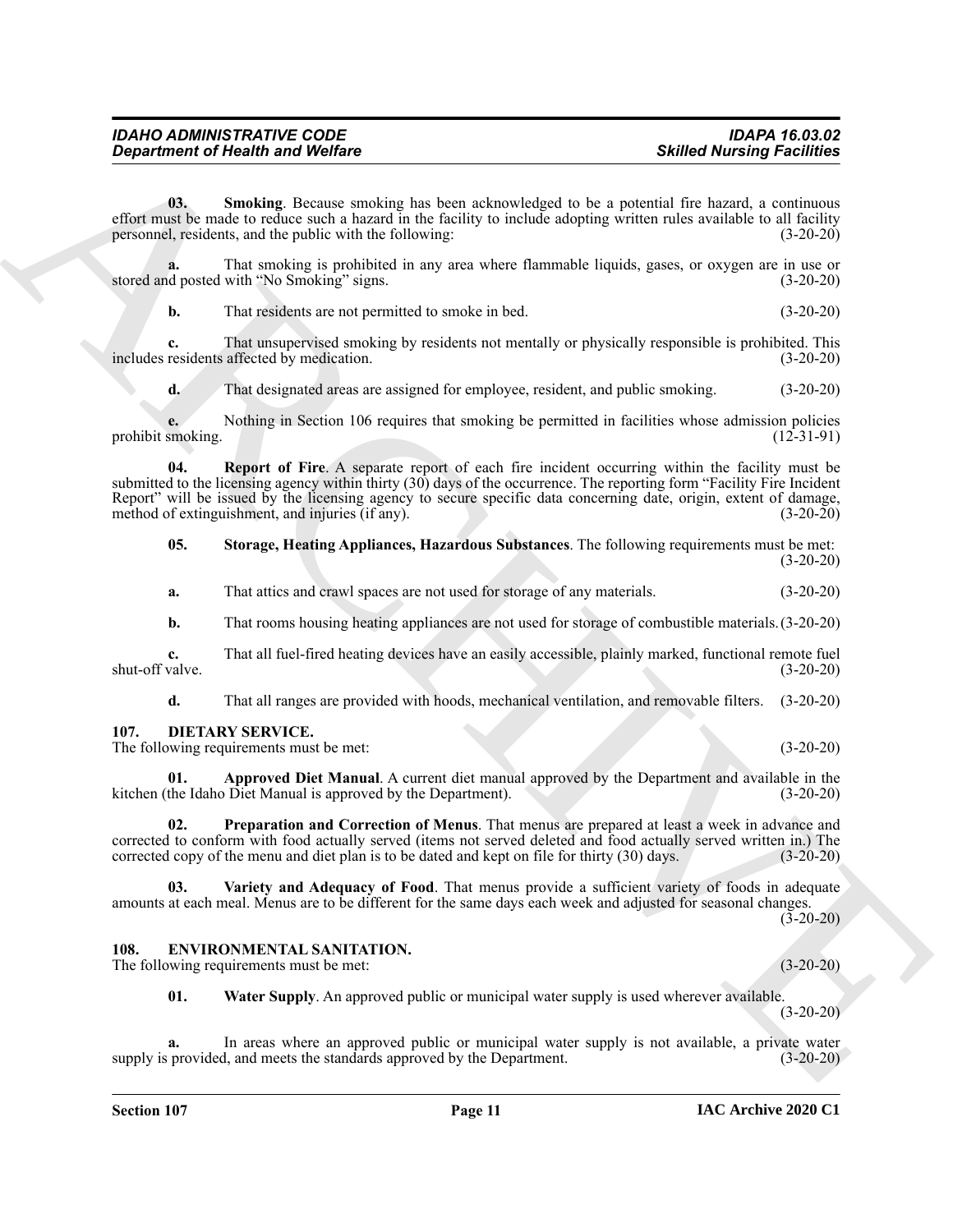**03. Smoking**. Because smoking has been acknowledged to be a potential fire hazard, a continuous effort must be made to reduce such a hazard in the facility to include adopting written rules available to all facility personnel, residents, and the public with the following: (3-20-20)

**a.** That smoking is prohibited in any area where flammable liquids, gases, or oxygen are in use or stored and posted with "No Smoking" signs. (3-20-20)

**b.** That residents are not permitted to smoke in bed. (3-20-20)

**c.** That unsupervised smoking by residents not mentally or physically responsible is prohibited. This includes residents affected by medication. (3-20-20)

**d.** That designated areas are assigned for employee, resident, and public smoking. (3-20-20)

**e.** Nothing in Section 106 requires that smoking be permitted in facilities whose admission policies prohibit smoking. (12-31-91)

**04. Report of Fire**. A separate report of each fire incident occurring within the facility must be submitted to the licensing agency within thirty (30) days of the occurrence. The reporting form "Facility Fire Incident Report" will be issued by the licensing agency to secure specific data concerning date, origin, extent of damage, method of extinguishment, and injuries (if any). (3-20-20)

**05. Storage, Heating Appliances, Hazardous Substances**. The following requirements must be met: (3-20-20)

**a.** That attics and crawl spaces are not used for storage of any materials. (3-20-20)

**b.** That rooms housing heating appliances are not used for storage of combustible materials. (3-20-20)

**c.** That all fuel-fired heating devices have an easily accessible, plainly marked, functional remote fuel shut-off valve. (3-20-20)

**d.** That all ranges are provided with hoods, mechanical ventilation, and removable filters. (3-20-20)

## 107. DIETARY SERVICE.

The following requirements must be met: (3-20-20)

**01. Approved Diet Manual**. A current diet manual approved by the Department and available in the kitchen (the Idaho Diet Manual is approved by the Department). (3-20-20)

**02. Preparation and Correction of Menus**. That menus are prepared at least a week in advance and corrected to conform with food actually served (items not served deleted and food actually served written in.) The corrected copy of the menu and diet plan is to be dated and kept on file for thirty (30) days. (3-20-20)

**03. Variety and Adequacy of Food**. That menus provide a sufficient variety of foods in adequate amounts at each meal. Menus are to be different for the same days each week and adjusted for seasonal changes. (3-20-20)

## 108. ENVIRONMENTAL SANITATION.

The following requirements must be met: (3-20-20)

**01. Water Supply**. An approved public or municipal water supply is used wherever available. (3-20-20)

**a.** In areas where an approved public or municipal water supply is not available, a private water supply is provided, and meets the standards approved by the Department. (3-20-20)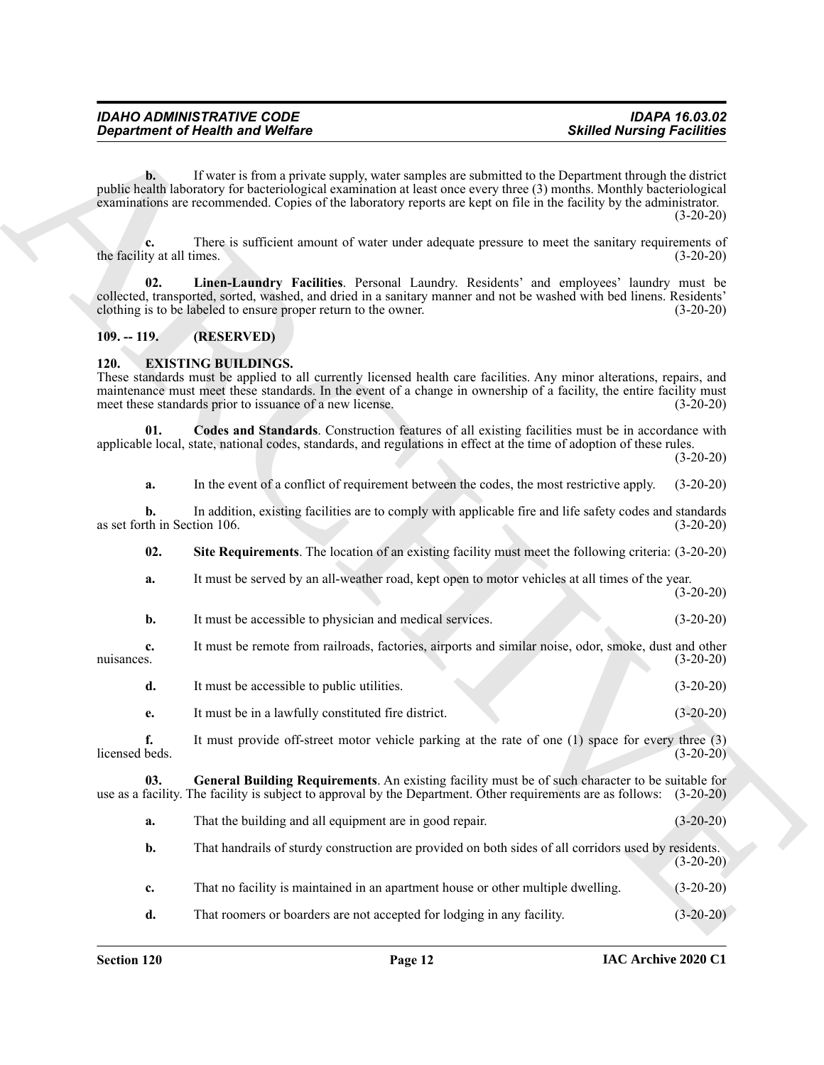**b.** If water is from a private supply, water samples are submitted to the Department through the district public health laboratory for bacteriological examination at least once every three (3) months. Monthly bacteriological examinations are recommended. Copies of the laboratory reports are kept on file in the facility by the administrator. (3-20-20)

**c.** There is sufficient amount of water under adequate pressure to meet the sanitary requirements of the facility at all times. (3-20-20)

**02. Linen-Laundry Facilities**. Personal Laundry. Residents' and employees' laundry must be collected, transported, sorted, washed, and dried in a sanitary manner and not be washed with bed linens. Residents' clothing is to be labeled to ensure proper return to the owner. (3-20-20)

## 109. -- 119. (RESERVED)

## 120. EXISTING BUILDINGS.

These standards must be applied to all currently licensed health care facilities. Any minor alterations, repairs, and maintenance must meet these standards. In the event of a change in ownership of a facility, the entire facility must meet these standards prior to issuance of a new license. (3-20-20)

**01. Codes and Standards**. Construction features of all existing facilities must be in accordance with applicable local, state, national codes, standards, and regulations in effect at the time of adoption of these rules. (3-20-20)

**a.** In the event of a conflict of requirement between the codes, the most restrictive apply. (3-20-20)

**b.** In addition, existing facilities are to comply with applicable fire and life safety codes and standards as set forth in Section 106. (3-20-20)

**02. Site Requirements**. The location of an existing facility must meet the following criteria: (3-20-20)

**a.** It must be served by an all-weather road, kept open to motor vehicles at all times of the year. (3-20-20)

**b.** It must be accessible to physician and medical services. (3-20-20)

**c.** It must be remote from railroads, factories, airports and similar noise, odor, smoke, dust and other nuisances. (3-20-20)

**d.** It must be accessible to public utilities. (3-20-20)

**e.** It must be in a lawfully constituted fire district. (3-20-20)

**f.** It must provide off-street motor vehicle parking at the rate of one (1) space for every three (3) licensed beds. (3-20-20)

**03. General Building Requirements**. An existing facility must be of such character to be suitable for use as a facility. The facility is subject to approval by the Department. Other requirements are as follows: (3-20-20)

**a.** That the building and all equipment are in good repair. (3-20-20)

**b.** That handrails of sturdy construction are provided on both sides of all corridors used by residents. (3-20-20)

**c.** That no facility is maintained in an apartment house or other multiple dwelling. (3-20-20)

**d.** That roomers or boarders are not accepted for lodging in any facility. (3-20-20)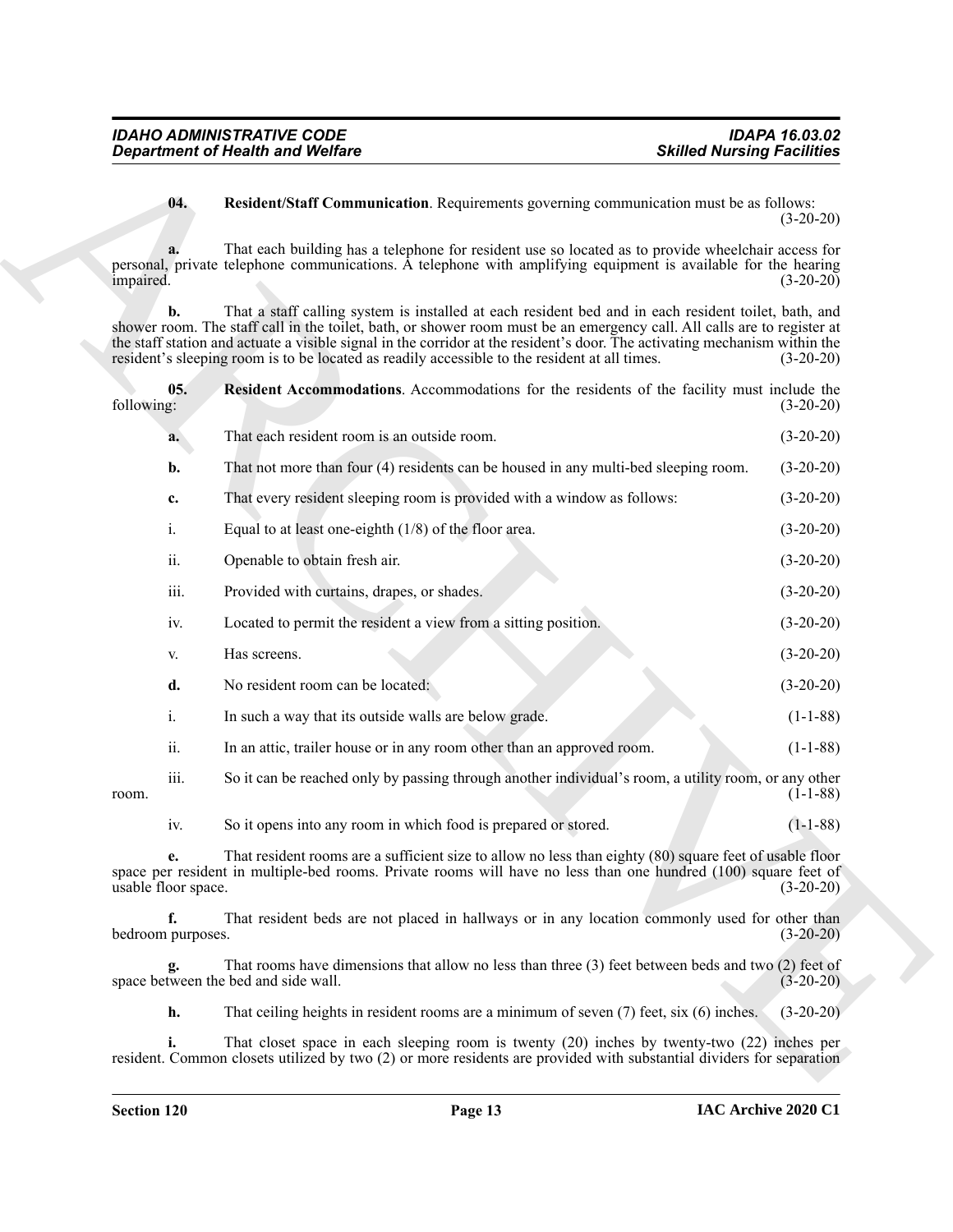**04. Resident/Staff Communication**. Requirements governing communication must be as follows: (3-20-20)

**a.** That each building has a telephone for resident use so located as to provide wheelchair access for personal, private telephone communications. A telephone with amplifying equipment is available for the hearing impaired. (3-20-20)

**b.** That a staff calling system is installed at each resident bed and in each resident toilet, bath, and shower room. The staff call in the toilet, bath, or shower room must be an emergency call. All calls are to register at the staff station and actuate a visible signal in the corridor at the resident's door. The activating mechanism within the resident's sleeping room is to be located as readily accessible to the resident at all times. (3-20-20)

**05. Resident Accommodations**. Accommodations for the residents of the facility must include the following: (3-20-20)

**a.** That each resident room is an outside room. (3-20-20)

**b.** That not more than four (4) residents can be housed in any multi-bed sleeping room. (3-20-20)

**c.** That every resident sleeping room is provided with a window as follows: (3-20-20)

i. Equal to at least one-eighth (1/8) of the floor area. (3-20-20)

ii. Openable to obtain fresh air. (3-20-20)

iii. Provided with curtains, drapes, or shades. (3-20-20)

iv. Located to permit the resident a view from a sitting position. (3-20-20)

v. Has screens. (3-20-20)

**d.** No resident room can be located: (3-20-20)

i. In such a way that its outside walls are below grade. (1-1-88)

ii. In an attic, trailer house or in any room other than an approved room. (1-1-88)

iii. So it can be reached only by passing through another individual's room, a utility room, or any other room. (1-1-88)

iv. So it opens into any room in which food is prepared or stored. (1-1-88)

**e.** That resident rooms are a sufficient size to allow no less than eighty (80) square feet of usable floor space per resident in multiple-bed rooms. Private rooms will have no less than one hundred (100) square feet of usable floor space. (3-20-20)

**f.** That resident beds are not placed in hallways or in any location commonly used for other than bedroom purposes. (3-20-20)

**g.** That rooms have dimensions that allow no less than three (3) feet between beds and two (2) feet of space between the bed and side wall. (3-20-20)

**h.** That ceiling heights in resident rooms are a minimum of seven (7) feet, six (6) inches. (3-20-20)

**i.** That closet space in each sleeping room is twenty (20) inches by twenty-two (22) inches per resident. Common closets utilized by two (2) or more residents are provided with substantial dividers for separation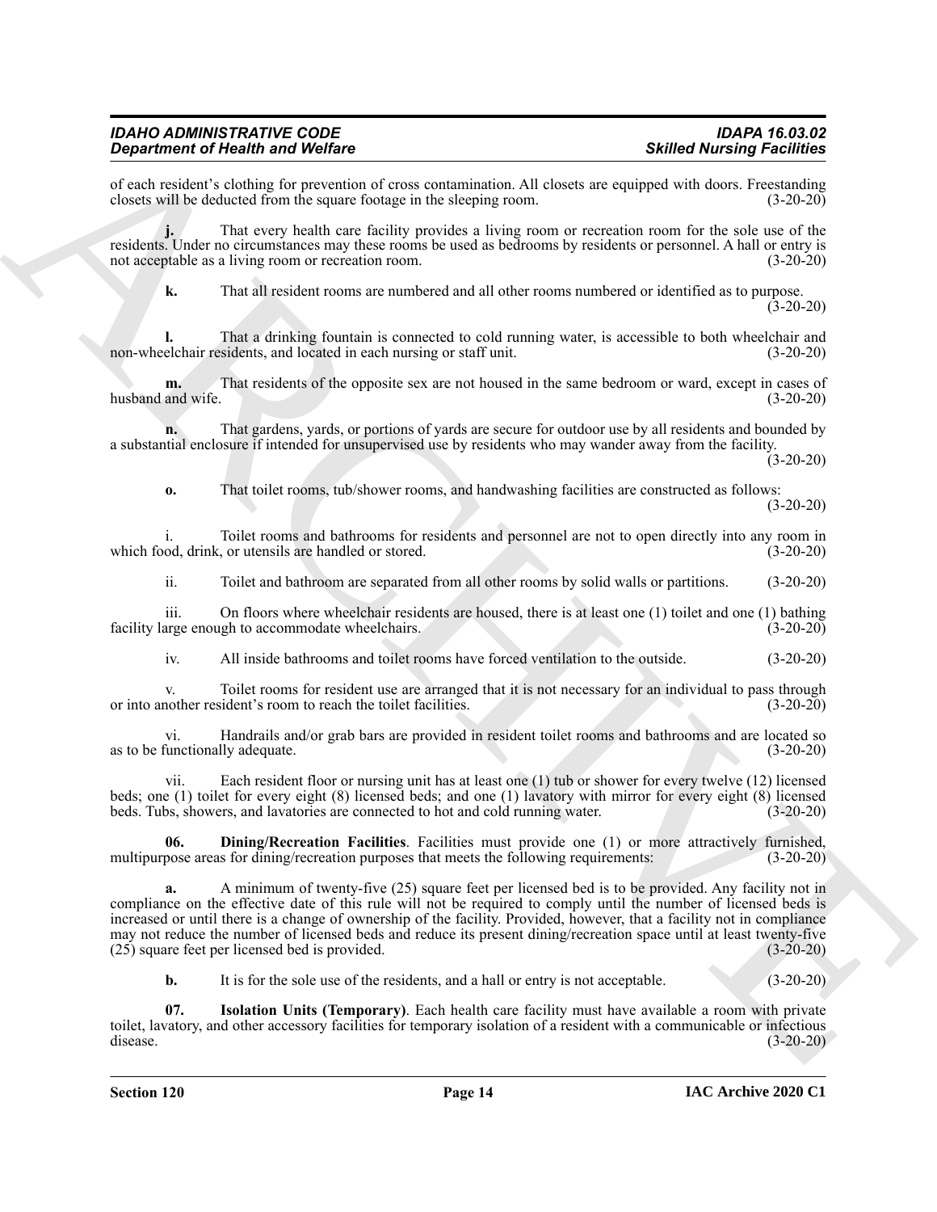of each resident's clothing for prevention of cross contamination. All closets are equipped with doors. Freestanding closets will be deducted from the square footage in the sleeping room. (3-20-20)

**j.** That every health care facility provides a living room or recreation room for the sole use of the residents. Under no circumstances may these rooms be used as bedrooms by residents or personnel. A hall or entry is not acceptable as a living room or recreation room. (3-20-20)

**k.** That all resident rooms are numbered and all other rooms numbered or identified as to purpose. (3-20-20)

**l.** That a drinking fountain is connected to cold running water, is accessible to both wheelchair and non-wheelchair residents, and located in each nursing or staff unit. (3-20-20)

**m.** That residents of the opposite sex are not housed in the same bedroom or ward, except in cases of husband and wife. (3-20-20)

**n.** That gardens, yards, or portions of yards are secure for outdoor use by all residents and bounded by a substantial enclosure if intended for unsupervised use by residents who may wander away from the facility. (3-20-20)

**o.** That toilet rooms, tub/shower rooms, and handwashing facilities are constructed as follows: (3-20-20)

i. Toilet rooms and bathrooms for residents and personnel are not to open directly into any room in which food, drink, or utensils are handled or stored. (3-20-20)

ii. Toilet and bathroom are separated from all other rooms by solid walls or partitions. (3-20-20)

iii. On floors where wheelchair residents are housed, there is at least one (1) toilet and one (1) bathing facility large enough to accommodate wheelchairs. (3-20-20)

iv. All inside bathrooms and toilet rooms have forced ventilation to the outside. (3-20-20)

v. Toilet rooms for resident use are arranged that it is not necessary for an individual to pass through or into another resident's room to reach the toilet facilities. (3-20-20)

vi. Handrails and/or grab bars are provided in resident toilet rooms and bathrooms and are located so as to be functionally adequate. (3-20-20)

vii. Each resident floor or nursing unit has at least one (1) tub or shower for every twelve (12) licensed beds; one (1) toilet for every eight (8) licensed beds; and one (1) lavatory with mirror for every eight (8) licensed beds. Tubs, showers, and lavatories are connected to hot and cold running water. (3-20-20)

**06. Dining/Recreation Facilities**. Facilities must provide one (1) or more attractively furnished, multipurpose areas for dining/recreation purposes that meets the following requirements: (3-20-20)

**a.** A minimum of twenty-five (25) square feet per licensed bed is to be provided. Any facility not in compliance on the effective date of this rule will not be required to comply until the number of licensed beds is increased or until there is a change of ownership of the facility. Provided, however, that a facility not in compliance may not reduce the number of licensed beds and reduce its present dining/recreation space until at least twenty-five (25) square feet per licensed bed is provided. (3-20-20)

**b.** It is for the sole use of the residents, and a hall or entry is not acceptable. (3-20-20)

**07. Isolation Units (Temporary)**. Each health care facility must have available a room with private toilet, lavatory, and other accessory facilities for temporary isolation of a resident with a communicable or infectious disease. (3-20-20)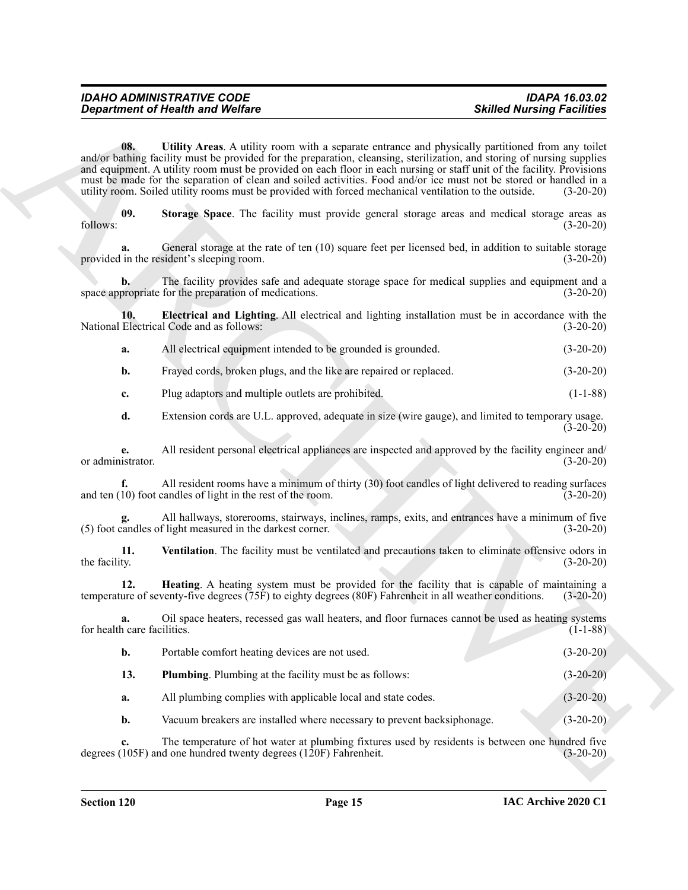**08. Utility Areas**. A utility room with a separate entrance and physically partitioned from any toilet and/or bathing facility must be provided for the preparation, cleansing, sterilization, and storing of nursing supplies and equipment. A utility room must be provided on each floor in each nursing or staff unit of the facility. Provisions must be made for the separation of clean and soiled activities. Food and/or ice must not be stored or handled in a utility room. Soiled utility rooms must be provided with forced mechanical ventilation to the outside. (3-20-20)

**09. Storage Space**. The facility must provide general storage areas and medical storage areas as follows: (3-20-20)

**a.** General storage at the rate of ten (10) square feet per licensed bed, in addition to suitable storage provided in the resident's sleeping room. (3-20-20)

**b.** The facility provides safe and adequate storage space for medical supplies and equipment and a space appropriate for the preparation of medications. (3-20-20)

**10. Electrical and Lighting**. All electrical and lighting installation must be in accordance with the National Electrical Code and as follows: (3-20-20)

**a.** All electrical equipment intended to be grounded is grounded. (3-20-20)

**b.** Frayed cords, broken plugs, and the like are repaired or replaced. (3-20-20)

**c.** Plug adaptors and multiple outlets are prohibited. (1-1-88)

**d.** Extension cords are U.L. approved, adequate in size (wire gauge), and limited to temporary usage. (3-20-20)

**e.** All resident personal electrical appliances are inspected and approved by the facility engineer and/or administrator. (3-20-20)

**f.** All resident rooms have a minimum of thirty (30) foot candles of light delivered to reading surfaces and ten (10) foot candles of light in the rest of the room. (3-20-20)

**g.** All hallways, storerooms, stairways, inclines, ramps, exits, and entrances have a minimum of five (5) foot candles of light measured in the darkest corner. (3-20-20)

**11. Ventilation**. The facility must be ventilated and precautions taken to eliminate offensive odors in the facility. (3-20-20)

**12. Heating**. A heating system must be provided for the facility that is capable of maintaining a temperature of seventy-five degrees (75F) to eighty degrees (80F) Fahrenheit in all weather conditions. (3-20-20)

**a.** Oil space heaters, recessed gas wall heaters, and floor furnaces cannot be used as heating systems for health care facilities. (1-1-88)

**b.** Portable comfort heating devices are not used. (3-20-20)

**13. Plumbing**. Plumbing at the facility must be as follows: (3-20-20)

**a.** All plumbing complies with applicable local and state codes. (3-20-20)

**b.** Vacuum breakers are installed where necessary to prevent backsiphonage. (3-20-20)

**c.** The temperature of hot water at plumbing fixtures used by residents is between one hundred five degrees (105F) and one hundred twenty degrees (120F) Fahrenheit. (3-20-20)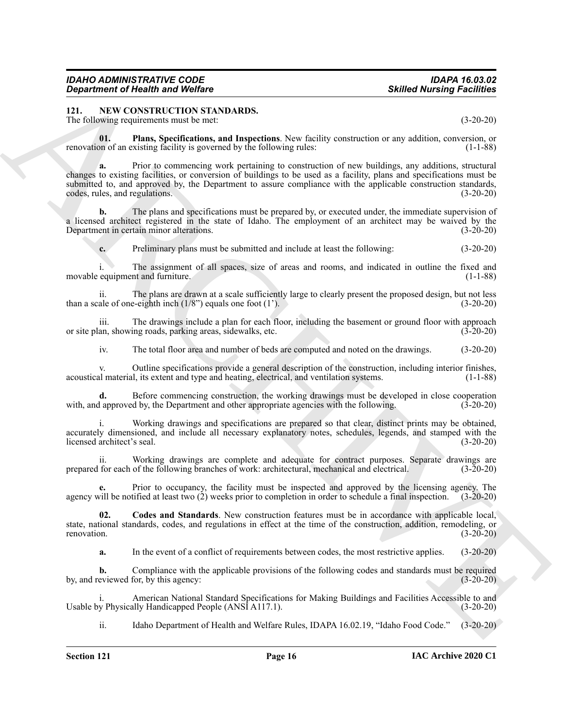## 121. NEW CONSTRUCTION STANDARDS.

The following requirements must be met: (3-20-20)

**01. Plans, Specifications, and Inspections**. New facility construction or any addition, conversion, or renovation of an existing facility is governed by the following rules: (1-1-88)

**a.** Prior to commencing work pertaining to construction of new buildings, any additions, structural changes to existing facilities, or conversion of buildings to be used as a facility, plans and specifications must be submitted to, and approved by, the Department to assure compliance with the applicable construction standards, codes, rules, and regulations. (3-20-20)

**b.** The plans and specifications must be prepared by, or executed under, the immediate supervision of a licensed architect registered in the state of Idaho. The employment of an architect may be waived by the Department in certain minor alterations. (3-20-20)

**c.** Preliminary plans must be submitted and include at least the following: (3-20-20)

i. The assignment of all spaces, size of areas and rooms, and indicated in outline the fixed and movable equipment and furniture. (1-1-88)

ii. The plans are drawn at a scale sufficiently large to clearly present the proposed design, but not less than a scale of one-eighth inch (1/8") equals one foot (1'). (3-20-20)

iii. The drawings include a plan for each floor, including the basement or ground floor with approach or site plan, showing roads, parking areas, sidewalks, etc. (3-20-20)

iv. The total floor area and number of beds are computed and noted on the drawings. (3-20-20)

v. Outline specifications provide a general description of the construction, including interior finishes, acoustical material, its extent and type and heating, electrical, and ventilation systems. (1-1-88)

**d.** Before commencing construction, the working drawings must be developed in close cooperation with, and approved by, the Department and other appropriate agencies with the following. (3-20-20)

i. Working drawings and specifications are prepared so that clear, distinct prints may be obtained, accurately dimensioned, and include all necessary explanatory notes, schedules, legends, and stamped with the licensed architect's seal. (3-20-20)

ii. Working drawings are complete and adequate for contract purposes. Separate drawings are prepared for each of the following branches of work: architectural, mechanical and electrical. (3-20-20)

**e.** Prior to occupancy, the facility must be inspected and approved by the licensing agency. The agency will be notified at least two (2) weeks prior to completion in order to schedule a final inspection. (3-20-20)

**02. Codes and Standards**. New construction features must be in accordance with applicable local, state, national standards, codes, and regulations in effect at the time of the construction, addition, remodeling, or renovation. (3-20-20)

**a.** In the event of a conflict of requirements between codes, the most restrictive applies. (3-20-20)

**b.** Compliance with the applicable provisions of the following codes and standards must be required by, and reviewed for, by this agency: (3-20-20)

i. American National Standard Specifications for Making Buildings and Facilities Accessible to and Usable by Physically Handicapped People (ANSI A117.1). (3-20-20)

ii. Idaho Department of Health and Welfare Rules, IDAPA 16.02.19, "Idaho Food Code." (3-20-20)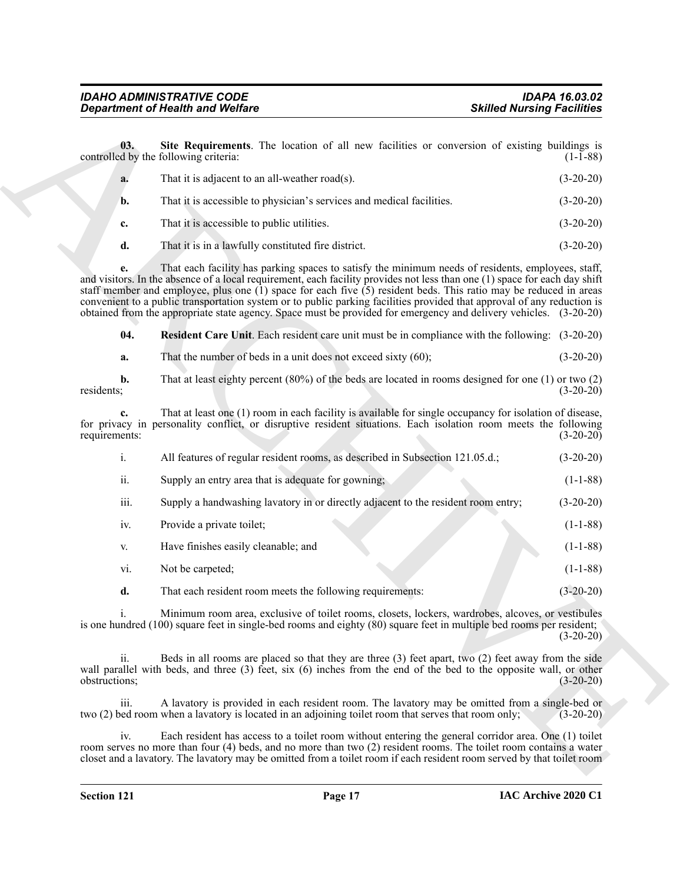**03. Site Requirements**. The location of all new facilities or conversion of existing buildings is controlled by the following criteria: (1-1-88)

**a.** That it is adjacent to an all-weather road(s). (3-20-20)

**b.** That it is accessible to physician's services and medical facilities. (3-20-20)

**c.** That it is accessible to public utilities. (3-20-20)

**d.** That it is in a lawfully constituted fire district. (3-20-20)

**e.** That each facility has parking spaces to satisfy the minimum needs of residents, employees, staff, and visitors. In the absence of a local requirement, each facility provides not less than one (1) space for each day shift staff member and employee, plus one (1) space for each five (5) resident beds. This ratio may be reduced in areas convenient to a public transportation system or to public parking facilities provided that approval of any reduction is obtained from the appropriate state agency. Space must be provided for emergency and delivery vehicles. (3-20-20)

**04. Resident Care Unit**. Each resident care unit must be in compliance with the following: (3-20-20)

**a.** That the number of beds in a unit does not exceed sixty (60); (3-20-20)

**b.** That at least eighty percent (80%) of the beds are located in rooms designed for one (1) or two (2) residents; (3-20-20)

**c.** That at least one (1) room in each facility is available for single occupancy for isolation of disease, for privacy in personality conflict, or disruptive resident situations. Each isolation room meets the following requirements: (3-20-20)

i. All features of regular resident rooms, as described in Subsection 121.05.d.; (3-20-20)

ii. Supply an entry area that is adequate for gowning; (1-1-88)

iii. Supply a handwashing lavatory in or directly adjacent to the resident room entry; (3-20-20)

iv. Provide a private toilet; (1-1-88)

v. Have finishes easily cleanable; and (1-1-88)

vi. Not be carpeted; (1-1-88)

**d.** That each resident room meets the following requirements: (3-20-20)

i. Minimum room area, exclusive of toilet rooms, closets, lockers, wardrobes, alcoves, or vestibules is one hundred (100) square feet in single-bed rooms and eighty (80) square feet in multiple bed rooms per resident; (3-20-20)

ii. Beds in all rooms are placed so that they are three (3) feet apart, two (2) feet away from the side wall parallel with beds, and three (3) feet, six (6) inches from the end of the bed to the opposite wall, or other obstructions; (3-20-20)

iii. A lavatory is provided in each resident room. The lavatory may be omitted from a single-bed or two (2) bed room when a lavatory is located in an adjoining toilet room that serves that room only; (3-20-20)

iv. Each resident has access to a toilet room without entering the general corridor area. One (1) toilet room serves no more than four (4) beds, and no more than two (2) resident rooms. The toilet room contains a water closet and a lavatory. The lavatory may be omitted from a toilet room if each resident room served by that toilet room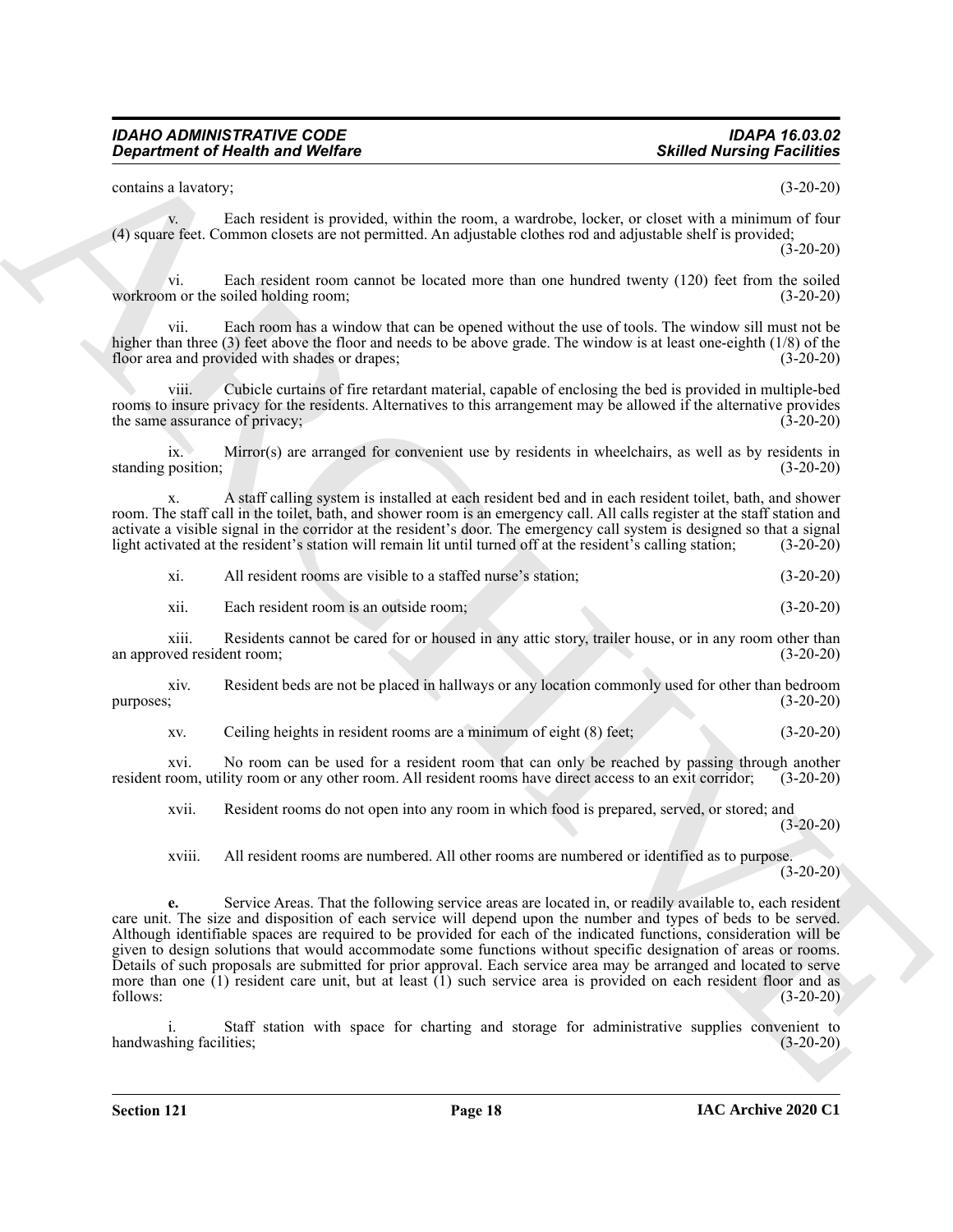contains a lavatory; (3-20-20)

v. Each resident is provided, within the room, a wardrobe, locker, or closet with a minimum of four (4) square feet. Common closets are not permitted. An adjustable clothes rod and adjustable shelf is provided; (3-20-20)

vi. Each resident room cannot be located more than one hundred twenty (120) feet from the soiled workroom or the soiled holding room; (3-20-20)

vii. Each room has a window that can be opened without the use of tools. The window sill must not be higher than three (3) feet above the floor and needs to be above grade. The window is at least one-eighth (1/8) of the floor area and provided with shades or drapes; (3-20-20)

viii. Cubicle curtains of fire retardant material, capable of enclosing the bed is provided in multiple-bed rooms to insure privacy for the residents. Alternatives to this arrangement may be allowed if the alternative provides the same assurance of privacy; (3-20-20)

ix. Mirror(s) are arranged for convenient use by residents in wheelchairs, as well as by residents in standing position; (3-20-20)

x. A staff calling system is installed at each resident bed and in each resident toilet, bath, and shower room. The staff call in the toilet, bath, and shower room is an emergency call. All calls register at the staff station and activate a visible signal in the corridor at the resident's door. The emergency call system is designed so that a signal light activated at the resident's station will remain lit until turned off at the resident's calling station; (3-20-20)

xi. All resident rooms are visible to a staffed nurse's station; (3-20-20)

xii. Each resident room is an outside room; (3-20-20)

xiii. Residents cannot be cared for or housed in any attic story, trailer house, or in any room other than an approved resident room; (3-20-20)

xiv. Resident beds are not be placed in hallways or any location commonly used for other than bedroom purposes; (3-20-20)

xv. Ceiling heights in resident rooms are a minimum of eight (8) feet; (3-20-20)

xvi. No room can be used for a resident room that can only be reached by passing through another resident room, utility room or any other room. All resident rooms have direct access to an exit corridor; (3-20-20)

xvii. Resident rooms do not open into any room in which food is prepared, served, or stored; and (3-20-20)

xviii. All resident rooms are numbered. All other rooms are numbered or identified as to purpose. (3-20-20)

**e.** Service Areas. That the following service areas are located in, or readily available to, each resident care unit. The size and disposition of each service will depend upon the number and types of beds to be served. Although identifiable spaces are required to be provided for each of the indicated functions, consideration will be given to design solutions that would accommodate some functions without specific designation of areas or rooms. Details of such proposals are submitted for prior approval. Each service area may be arranged and located to serve more than one (1) resident care unit, but at least (1) such service area is provided on each resident floor and as follows: (3-20-20)

i. Staff station with space for charting and storage for administrative supplies convenient to handwashing facilities; (3-20-20)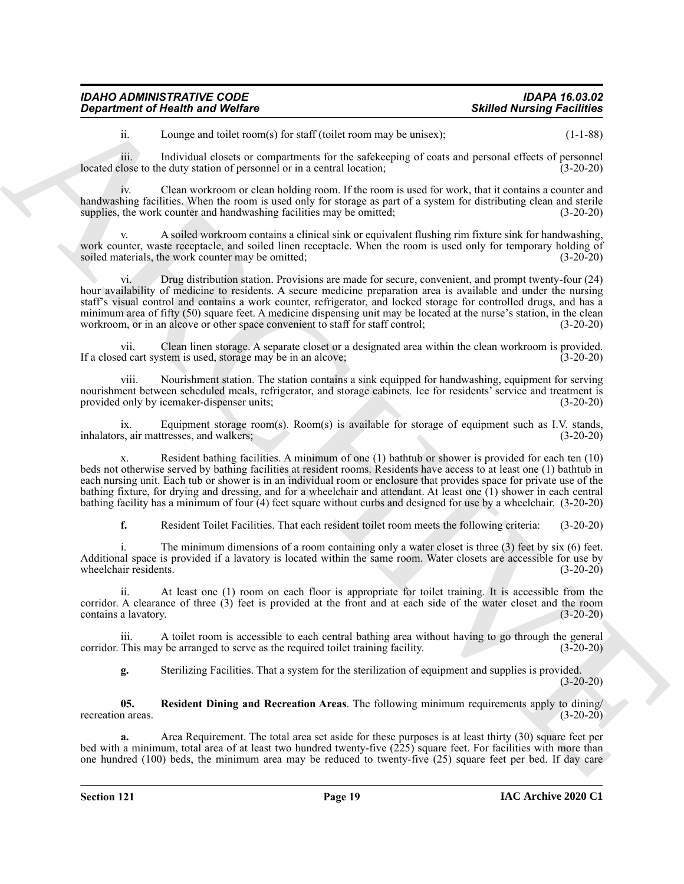ii. Lounge and toilet room(s) for staff (toilet room may be unisex); (1-1-88)

iii. Individual closets or compartments for the safekeeping of coats and personal effects of personnel located close to the duty station of personnel or in a central location; (3-20-20)

iv. Clean workroom or clean holding room. If the room is used for work, that it contains a counter and handwashing facilities. When the room is used only for storage as part of a system for distributing clean and sterile supplies, the work counter and handwashing facilities may be omitted; (3-20-20)

v. A soiled workroom contains a clinical sink or equivalent flushing rim fixture sink for handwashing, work counter, waste receptacle, and soiled linen receptacle. When the room is used only for temporary holding of soiled materials, the work counter may be omitted; (3-20-20)

vi. Drug distribution station. Provisions are made for secure, convenient, and prompt twenty-four (24) hour availability of medicine to residents. A secure medicine preparation area is available and under the nursing staff's visual control and contains a work counter, refrigerator, and locked storage for controlled drugs, and has a minimum area of fifty (50) square feet. A medicine dispensing unit may be located at the nurse's station, in the clean workroom, or in an alcove or other space convenient to staff for staff control; (3-20-20)

vii. Clean linen storage. A separate closet or a designated area within the clean workroom is provided. If a closed cart system is used, storage may be in an alcove; (3-20-20)

viii. Nourishment station. The station contains a sink equipped for handwashing, equipment for serving nourishment between scheduled meals, refrigerator, and storage cabinets. Ice for residents' service and treatment is provided only by icemaker-dispenser units; (3-20-20)

ix. Equipment storage room(s). Room(s) is available for storage of equipment such as I.V. stands, inhalators, air mattresses, and walkers; (3-20-20)

x. Resident bathing facilities. A minimum of one (1) bathtub or shower is provided for each ten (10) beds not otherwise served by bathing facilities at resident rooms. Residents have access to at least one (1) bathtub in each nursing unit. Each tub or shower is in an individual room or enclosure that provides space for private use of the bathing fixture, for drying and dressing, and for a wheelchair and attendant. At least one (1) shower in each central bathing facility has a minimum of four (4) feet square without curbs and designed for use by a wheelchair. (3-20-20)

**f.** Resident Toilet Facilities. That each resident toilet room meets the following criteria: (3-20-20)

i. The minimum dimensions of a room containing only a water closet is three (3) feet by six (6) feet. Additional space is provided if a lavatory is located within the same room. Water closets are accessible for use by wheelchair residents. (3-20-20)

ii. At least one (1) room on each floor is appropriate for toilet training. It is accessible from the corridor. A clearance of three (3) feet is provided at the front and at each side of the water closet and the room contains a lavatory. (3-20-20)

iii. A toilet room is accessible to each central bathing area without having to go through the general corridor. This may be arranged to serve as the required toilet training facility. (3-20-20)

**g.** Sterilizing Facilities. That a system for the sterilization of equipment and supplies is provided. (3-20-20)

**05. Resident Dining and Recreation Areas**. The following minimum requirements apply to dining/recreation areas. (3-20-20)

**a.** Area Requirement. The total area set aside for these purposes is at least thirty (30) square feet per bed with a minimum, total area of at least two hundred twenty-five (225) square feet. For facilities with more than one hundred (100) beds, the minimum area may be reduced to twenty-five (25) square feet per bed. If day care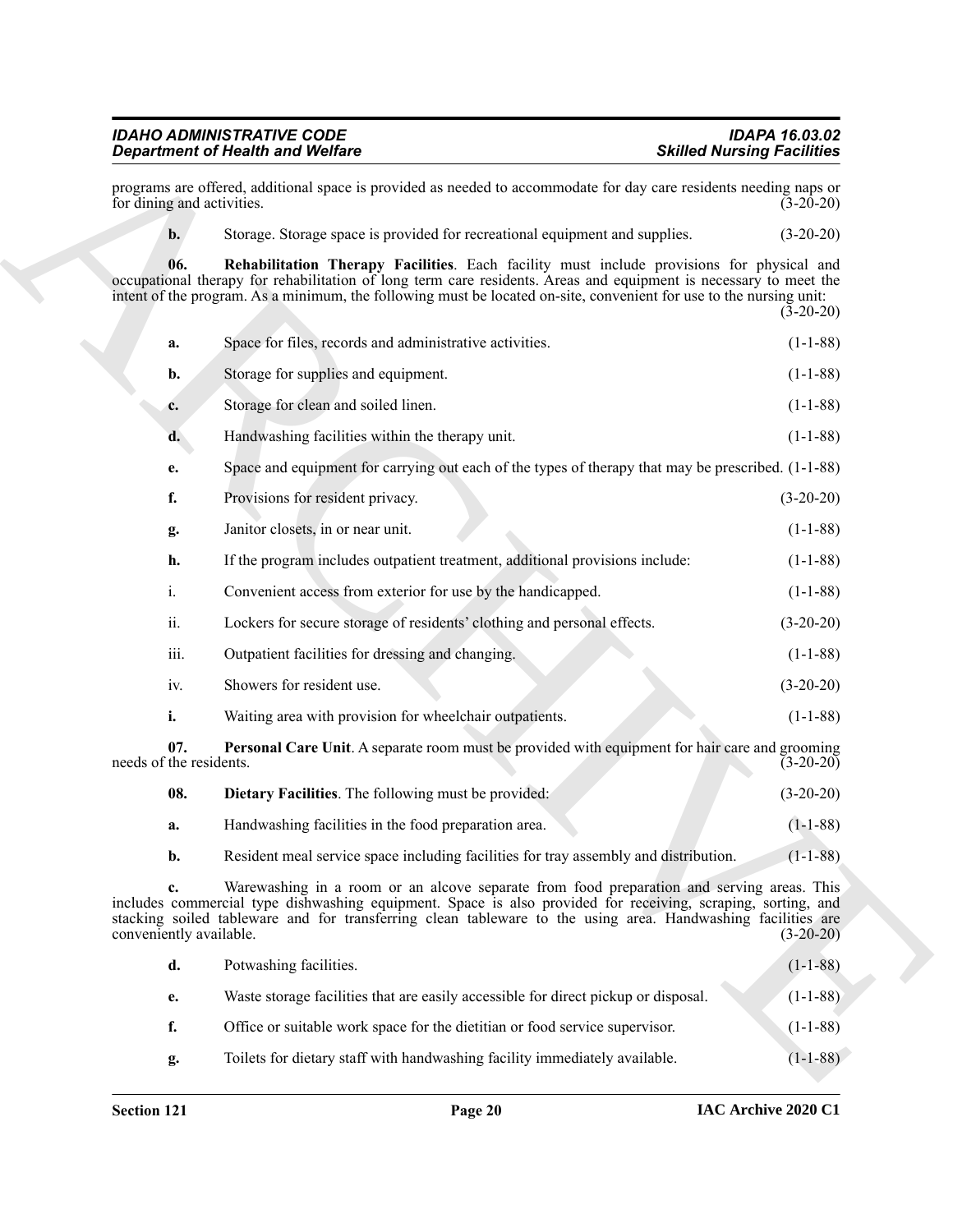programs are offered, additional space is provided as needed to accommodate for day care residents needing naps or for dining and activities. (3-20-20)

**b.** Storage. Storage space is provided for recreational equipment and supplies. (3-20-20)

**06. Rehabilitation Therapy Facilities**. Each facility must include provisions for physical and occupational therapy for rehabilitation of long term care residents. Areas and equipment is necessary to meet the intent of the program. As a minimum, the following must be located on-site, convenient for use to the nursing unit: (3-20-20)

**a.** Space for files, records and administrative activities. (1-1-88)

**b.** Storage for supplies and equipment. (1-1-88)

**c.** Storage for clean and soiled linen. (1-1-88)

**d.** Handwashing facilities within the therapy unit. (1-1-88)

**e.** Space and equipment for carrying out each of the types of therapy that may be prescribed. (1-1-88)

**f.** Provisions for resident privacy. (3-20-20)

**g.** Janitor closets, in or near unit. (1-1-88)

**h.** If the program includes outpatient treatment, additional provisions include: (1-1-88)

i. Convenient access from exterior for use by the handicapped. (1-1-88)

ii. Lockers for secure storage of residents' clothing and personal effects. (3-20-20)

iii. Outpatient facilities for dressing and changing. (1-1-88)

iv. Showers for resident use. (3-20-20)

**i.** Waiting area with provision for wheelchair outpatients. (1-1-88)

**07. Personal Care Unit**. A separate room must be provided with equipment for hair care and grooming needs of the residents. (3-20-20)

**08. Dietary Facilities**. The following must be provided: (3-20-20)

**a.** Handwashing facilities in the food preparation area. (1-1-88)

**b.** Resident meal service space including facilities for tray assembly and distribution. (1-1-88)

**c.** Warewashing in a room or an alcove separate from food preparation and serving areas. This includes commercial type dishwashing equipment. Space is also provided for receiving, scraping, sorting, and stacking soiled tableware and for transferring clean tableware to the using area. Handwashing facilities are conveniently available. (3-20-20)

**d.** Potwashing facilities. (1-1-88)

**e.** Waste storage facilities that are easily accessible for direct pickup or disposal. (1-1-88)

**f.** Office or suitable work space for the dietitian or food service supervisor. (1-1-88)

**g.** Toilets for dietary staff with handwashing facility immediately available. (1-1-88)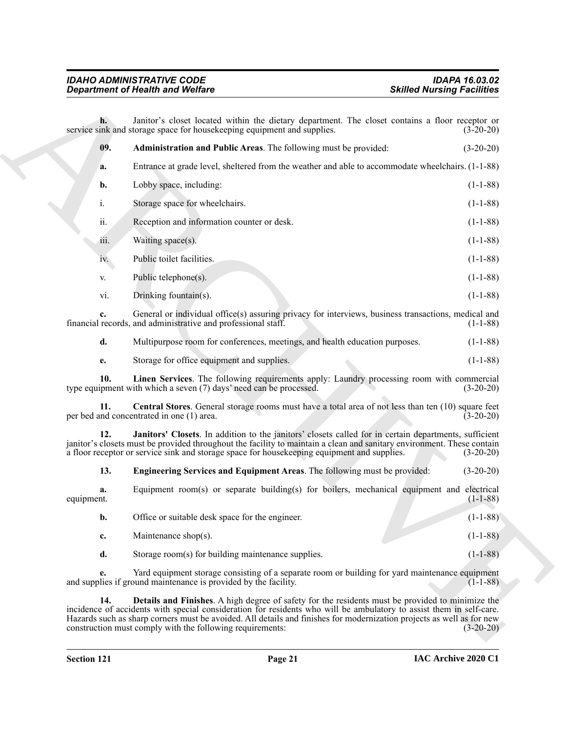**h.** Janitor's closet located within the dietary department. The closet contains a floor receptor or service sink and storage space for housekeeping equipment and supplies. (3-20-20)

**09. Administration and Public Areas**. The following must be provided: (3-20-20)

**a.** Entrance at grade level, sheltered from the weather and able to accommodate wheelchairs. (1-1-88)

**b.** Lobby space, including: (1-1-88)

i. Storage space for wheelchairs. (1-1-88)

ii. Reception and information counter or desk. (1-1-88)

iii. Waiting space(s). (1-1-88)

iv. Public toilet facilities. (1-1-88)

v. Public telephone(s). (1-1-88)

vi. Drinking fountain(s). (1-1-88)

**c.** General or individual office(s) assuring privacy for interviews, business transactions, medical and financial records, and administrative and professional staff. (1-1-88)

**d.** Multipurpose room for conferences, meetings, and health education purposes. (1-1-88)

**e.** Storage for office equipment and supplies. (1-1-88)

**10. Linen Services**. The following requirements apply: Laundry processing room with commercial type equipment with which a seven (7) days' need can be processed. (3-20-20)

**11. Central Stores**. General storage rooms must have a total area of not less than ten (10) square feet per bed and concentrated in one (1) area. (3-20-20)

**12. Janitors' Closets**. In addition to the janitors' closets called for in certain departments, sufficient janitor's closets must be provided throughout the facility to maintain a clean and sanitary environment. These contain a floor receptor or service sink and storage space for housekeeping equipment and supplies. (3-20-20)

**13. Engineering Services and Equipment Areas**. The following must be provided: (3-20-20)

**a.** Equipment room(s) or separate building(s) for boilers, mechanical equipment and electrical equipment. (1-1-88)

**b.** Office or suitable desk space for the engineer. (1-1-88)

**c.** Maintenance shop(s). (1-1-88)

**d.** Storage room(s) for building maintenance supplies. (1-1-88)

**e.** Yard equipment storage consisting of a separate room or building for yard maintenance equipment and supplies if ground maintenance is provided by the facility. (1-1-88)

**14. Details and Finishes**. A high degree of safety for the residents must be provided to minimize the incidence of accidents with special consideration for residents who will be ambulatory to assist them in self-care. Hazards such as sharp corners must be avoided. All details and finishes for modernization projects as well as for new construction must comply with the following requirements: (3-20-20)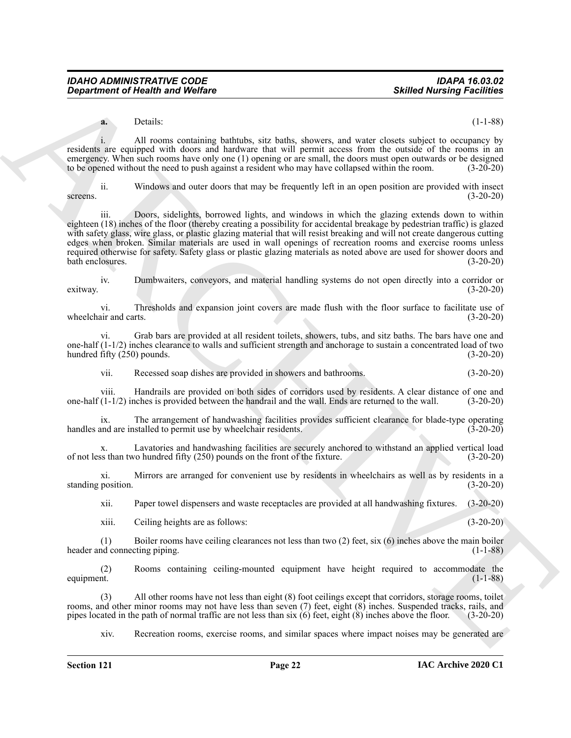**a.** Details: (1-1-88)

i. All rooms containing bathtubs, sitz baths, showers, and water closets subject to occupancy by residents are equipped with doors and hardware that will permit access from the outside of the rooms in an emergency. When such rooms have only one (1) opening or are small, the doors must open outwards or be designed to be opened without the need to push against a resident who may have collapsed within the room. (3-20-20)

ii. Windows and outer doors that may be frequently left in an open position are provided with insect screens. (3-20-20)

iii. Doors, sidelights, borrowed lights, and windows in which the glazing extends down to within eighteen (18) inches of the floor (thereby creating a possibility for accidental breakage by pedestrian traffic) is glazed with safety glass, wire glass, or plastic glazing material that will resist breaking and will not create dangerous cutting edges when broken. Similar materials are used in wall openings of recreation rooms and exercise rooms unless required otherwise for safety. Safety glass or plastic glazing materials as noted above are used for shower doors and bath enclosures. (3-20-20)

iv. Dumbwaiters, conveyors, and material handling systems do not open directly into a corridor or exitway. (3-20-20)

vi. Thresholds and expansion joint covers are made flush with the floor surface to facilitate use of wheelchair and carts. (3-20-20)

vi. Grab bars are provided at all resident toilets, showers, tubs, and sitz baths. The bars have one and one-half (1-1/2) inches clearance to walls and sufficient strength and anchorage to sustain a concentrated load of two hundred fifty (250) pounds. (3-20-20)

vii. Recessed soap dishes are provided in showers and bathrooms. (3-20-20)

viii. Handrails are provided on both sides of corridors used by residents. A clear distance of one and one-half (1-1/2) inches is provided between the handrail and the wall. Ends are returned to the wall. (3-20-20)

ix. The arrangement of handwashing facilities provides sufficient clearance for blade-type operating handles and are installed to permit use by wheelchair residents. (3-20-20)

x. Lavatories and handwashing facilities are securely anchored to withstand an applied vertical load of not less than two hundred fifty (250) pounds on the front of the fixture. (3-20-20)

xi. Mirrors are arranged for convenient use by residents in wheelchairs as well as by residents in a standing position. (3-20-20)

xii. Paper towel dispensers and waste receptacles are provided at all handwashing fixtures. (3-20-20)

xiii. Ceiling heights are as follows: (3-20-20)

(1) Boiler rooms have ceiling clearances not less than two (2) feet, six (6) inches above the main boiler header and connecting piping. (1-1-88)

(2) Rooms containing ceiling-mounted equipment have height required to accommodate the equipment. (1-1-88)

(3) All other rooms have not less than eight (8) foot ceilings except that corridors, storage rooms, toilet rooms, and other minor rooms may not have less than seven (7) feet, eight (8) inches. Suspended tracks, rails, and pipes located in the path of normal traffic are not less than six (6) feet, eight (8) inches above the floor. (3-20-20)

xiv. Recreation rooms, exercise rooms, and similar spaces where impact noises may be generated are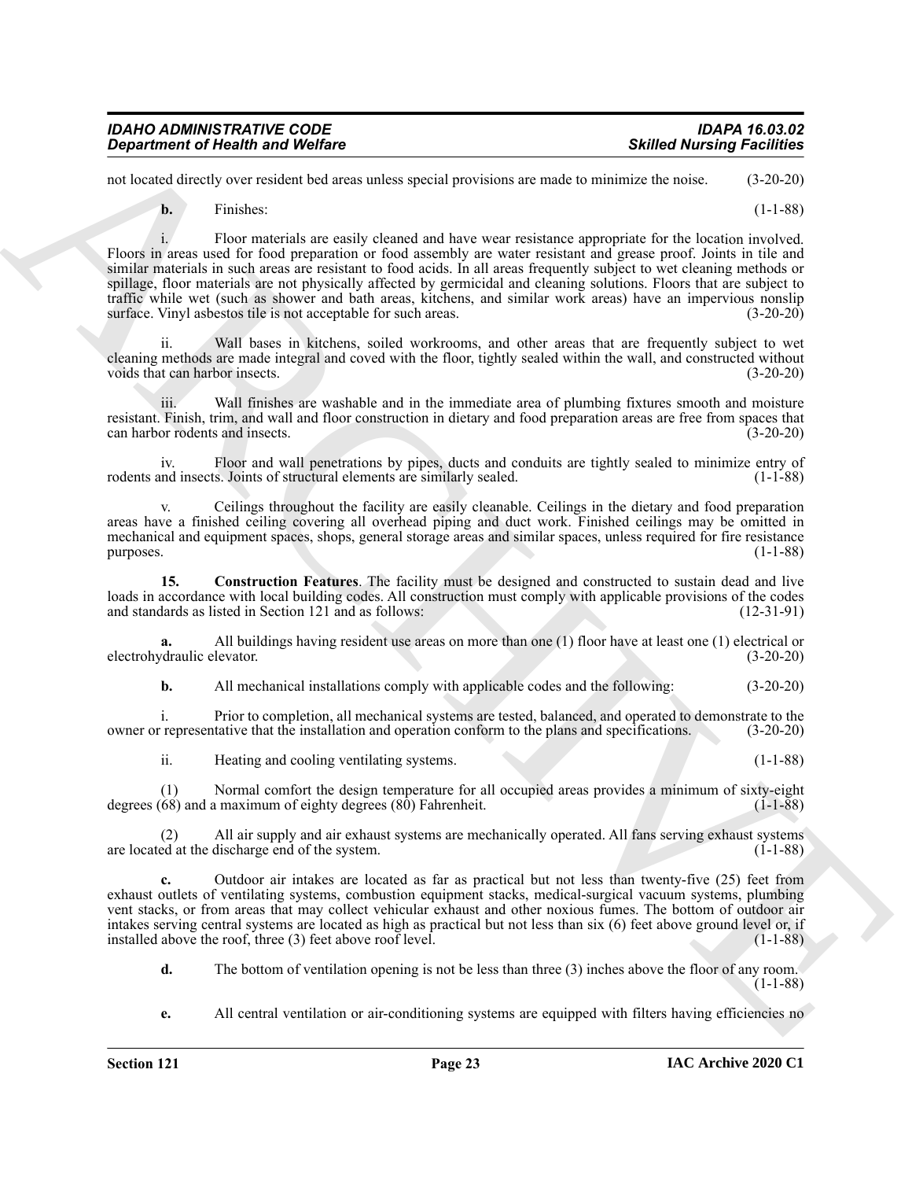not located directly over resident bed areas unless special provisions are made to minimize the noise. (3-20-20)

**b.** Finishes: (1-1-88)

i. Floor materials are easily cleaned and have wear resistance appropriate for the location involved. Floors in areas used for food preparation or food assembly are water resistant and grease proof. Joints in tile and similar materials in such areas are resistant to food acids. In all areas frequently subject to wet cleaning methods or spillage, floor materials are not physically affected by germicidal and cleaning solutions. Floors that are subject to traffic while wet (such as shower and bath areas, kitchens, and similar work areas) have an impervious nonslip surface. Vinyl asbestos tile is not acceptable for such areas. (3-20-20)

ii. Wall bases in kitchens, soiled workrooms, and other areas that are frequently subject to wet cleaning methods are made integral and coved with the floor, tightly sealed within the wall, and constructed without voids that can harbor insects. (3-20-20)

iii. Wall finishes are washable and in the immediate area of plumbing fixtures smooth and moisture resistant. Finish, trim, and wall and floor construction in dietary and food preparation areas are free from spaces that can harbor rodents and insects. (3-20-20)

iv. Floor and wall penetrations by pipes, ducts and conduits are tightly sealed to minimize entry of rodents and insects. Joints of structural elements are similarly sealed. (1-1-88)

v. Ceilings throughout the facility are easily cleanable. Ceilings in the dietary and food preparation areas have a finished ceiling covering all overhead piping and duct work. Finished ceilings may be omitted in mechanical and equipment spaces, shops, general storage areas and similar spaces, unless required for fire resistance purposes. (1-1-88)

**15. Construction Features**. The facility must be designed and constructed to sustain dead and live loads in accordance with local building codes. All construction must comply with applicable provisions of the codes and standards as listed in Section 121 and as follows: (12-31-91)

**a.** All buildings having resident use areas on more than one (1) floor have at least one (1) electrical or electrohydraulic elevator. (3-20-20)

**b.** All mechanical installations comply with applicable codes and the following: (3-20-20)

i. Prior to completion, all mechanical systems are tested, balanced, and operated to demonstrate to the owner or representative that the installation and operation conform to the plans and specifications. (3-20-20)

ii. Heating and cooling ventilating systems. (1-1-88)

(1) Normal comfort the design temperature for all occupied areas provides a minimum of sixty-eight degrees (68) and a maximum of eighty degrees (80) Fahrenheit. (1-1-88)

(2) All air supply and air exhaust systems are mechanically operated. All fans serving exhaust systems are located at the discharge end of the system. (1-1-88)

**c.** Outdoor air intakes are located as far as practical but not less than twenty-five (25) feet from exhaust outlets of ventilating systems, combustion equipment stacks, medical-surgical vacuum systems, plumbing vent stacks, or from areas that may collect vehicular exhaust and other noxious fumes. The bottom of outdoor air intakes serving central systems are located as high as practical but not less than six (6) feet above ground level or, if installed above the roof, three (3) feet above roof level. (1-1-88)

**d.** The bottom of ventilation opening is not be less than three (3) inches above the floor of any room. (1-1-88)

**e.** All central ventilation or air-conditioning systems are equipped with filters having efficiencies no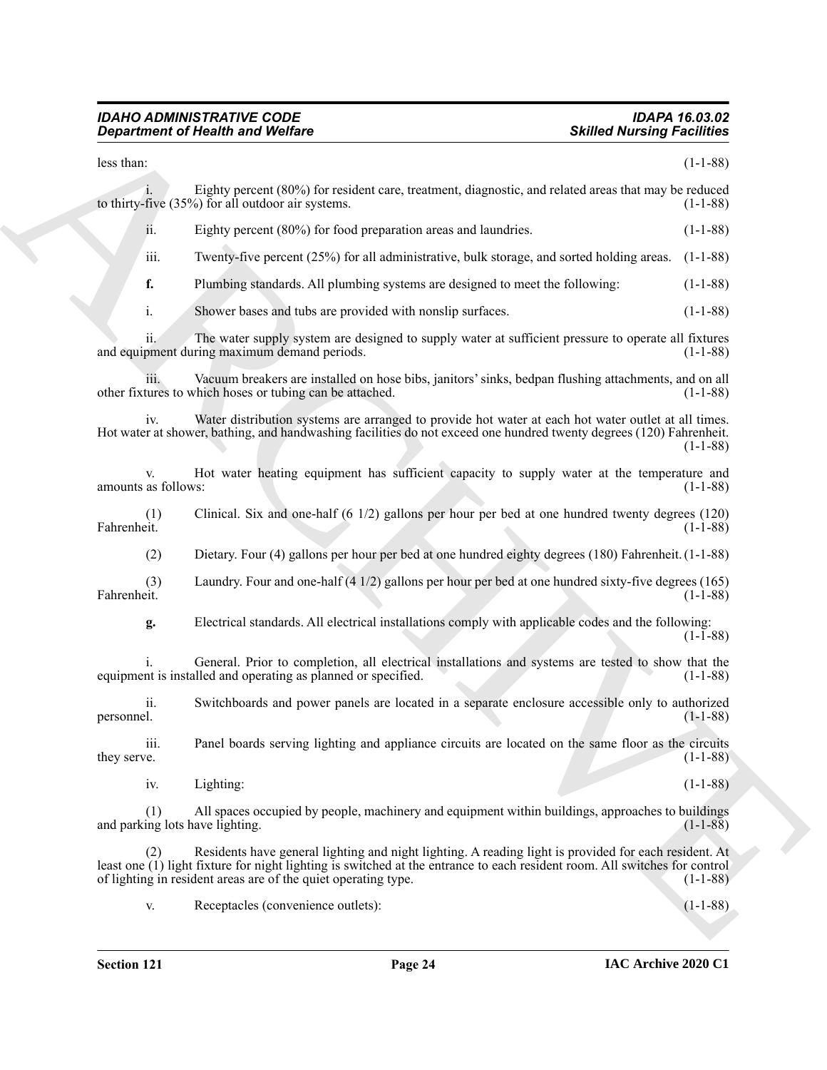less than: (1-1-88)

i. Eighty percent (80%) for resident care, treatment, diagnostic, and related areas that may be reduced to thirty-five (35%) for all outdoor air systems. (1-1-88)

ii. Eighty percent (80%) for food preparation areas and laundries. (1-1-88)

iii. Twenty-five percent (25%) for all administrative, bulk storage, and sorted holding areas. (1-1-88)

**f.** Plumbing standards. All plumbing systems are designed to meet the following: (1-1-88)

i. Shower bases and tubs are provided with nonslip surfaces. (1-1-88)

ii. The water supply system are designed to supply water at sufficient pressure to operate all fixtures and equipment during maximum demand periods. (1-1-88)

iii. Vacuum breakers are installed on hose bibs, janitors' sinks, bedpan flushing attachments, and on all other fixtures to which hoses or tubing can be attached. (1-1-88)

iv. Water distribution systems are arranged to provide hot water at each hot water outlet at all times. Hot water at shower, bathing, and handwashing facilities do not exceed one hundred twenty degrees (120) Fahrenheit. (1-1-88)

v. Hot water heating equipment has sufficient capacity to supply water at the temperature and amounts as follows: (1-1-88)

(1) Clinical. Six and one-half (6 1/2) gallons per hour per bed at one hundred twenty degrees (120) Fahrenheit. (1-1-88)

(2) Dietary. Four (4) gallons per hour per bed at one hundred eighty degrees (180) Fahrenheit. (1-1-88)

(3) Laundry. Four and one-half (4 1/2) gallons per hour per bed at one hundred sixty-five degrees (165) Fahrenheit. (1-1-88)

**g.** Electrical standards. All electrical installations comply with applicable codes and the following: (1-1-88)

i. General. Prior to completion, all electrical installations and systems are tested to show that the equipment is installed and operating as planned or specified. (1-1-88)

ii. Switchboards and power panels are located in a separate enclosure accessible only to authorized personnel. (1-1-88)

iii. Panel boards serving lighting and appliance circuits are located on the same floor as the circuits they serve. (1-1-88)

iv. Lighting: (1-1-88)

(1) All spaces occupied by people, machinery and equipment within buildings, approaches to buildings and parking lots have lighting. (1-1-88)

(2) Residents have general lighting and night lighting. A reading light is provided for each resident. At least one (1) light fixture for night lighting is switched at the entrance to each resident room. All switches for control of lighting in resident areas are of the quiet operating type. (1-1-88)

v. Receptacles (convenience outlets): (1-1-88)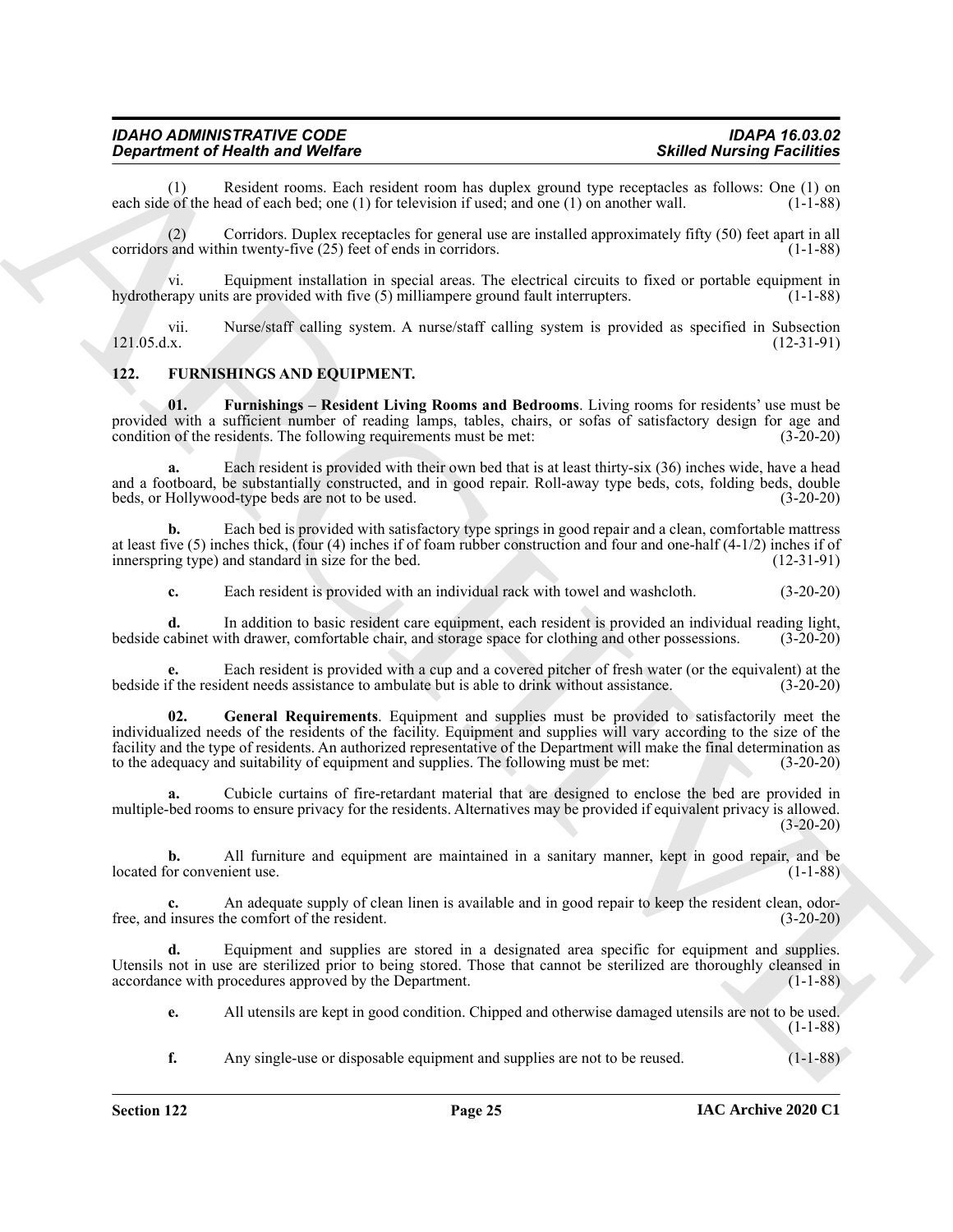(1) Resident rooms. Each resident room has duplex ground type receptacles as follows: One (1) on each side of the head of each bed; one (1) for television if used; and one (1) on another wall. (1-1-88)

(2) Corridors. Duplex receptacles for general use are installed approximately fifty (50) feet apart in all corridors and within twenty-five (25) feet of ends in corridors. (1-1-88)

vi. Equipment installation in special areas. The electrical circuits to fixed or portable equipment in hydrotherapy units are provided with five (5) milliampere ground fault interrupters. (1-1-88)

vii. Nurse/staff calling system. A nurse/staff calling system is provided as specified in Subsection 121.05.d.x. (12-31-91)

## 122. FURNISHINGS AND EQUIPMENT.

**01. Furnishings – Resident Living Rooms and Bedrooms**. Living rooms for residents' use must be provided with a sufficient number of reading lamps, tables, chairs, or sofas of satisfactory design for age and condition of the residents. The following requirements must be met: (3-20-20)

**a.** Each resident is provided with their own bed that is at least thirty-six (36) inches wide, have a head and a footboard, be substantially constructed, and in good repair. Roll-away type beds, cots, folding beds, double beds, or Hollywood-type beds are not to be used. (3-20-20)

**b.** Each bed is provided with satisfactory type springs in good repair and a clean, comfortable mattress at least five (5) inches thick, (four (4) inches if of foam rubber construction and four and one-half (4-1/2) inches if of innerspring type) and standard in size for the bed. (12-31-91)

**c.** Each resident is provided with an individual rack with towel and washcloth. (3-20-20)

**d.** In addition to basic resident care equipment, each resident is provided an individual reading light, bedside cabinet with drawer, comfortable chair, and storage space for clothing and other possessions. (3-20-20)

**e.** Each resident is provided with a cup and a covered pitcher of fresh water (or the equivalent) at the bedside if the resident needs assistance to ambulate but is able to drink without assistance. (3-20-20)

**02. General Requirements**. Equipment and supplies must be provided to satisfactorily meet the individualized needs of the residents of the facility. Equipment and supplies will vary according to the size of the facility and the type of residents. An authorized representative of the Department will make the final determination as to the adequacy and suitability of equipment and supplies. The following must be met: (3-20-20)

**a.** Cubicle curtains of fire-retardant material that are designed to enclose the bed are provided in multiple-bed rooms to ensure privacy for the residents. Alternatives may be provided if equivalent privacy is allowed. (3-20-20)

**b.** All furniture and equipment are maintained in a sanitary manner, kept in good repair, and be located for convenient use. (1-1-88)

**c.** An adequate supply of clean linen is available and in good repair to keep the resident clean, odor-free, and insures the comfort of the resident. (3-20-20)

**d.** Equipment and supplies are stored in a designated area specific for equipment and supplies. Utensils not in use are sterilized prior to being stored. Those that cannot be sterilized are thoroughly cleansed in accordance with procedures approved by the Department. (1-1-88)

**e.** All utensils are kept in good condition. Chipped and otherwise damaged utensils are not to be used. (1-1-88)

**f.** Any single-use or disposable equipment and supplies are not to be reused. (1-1-88)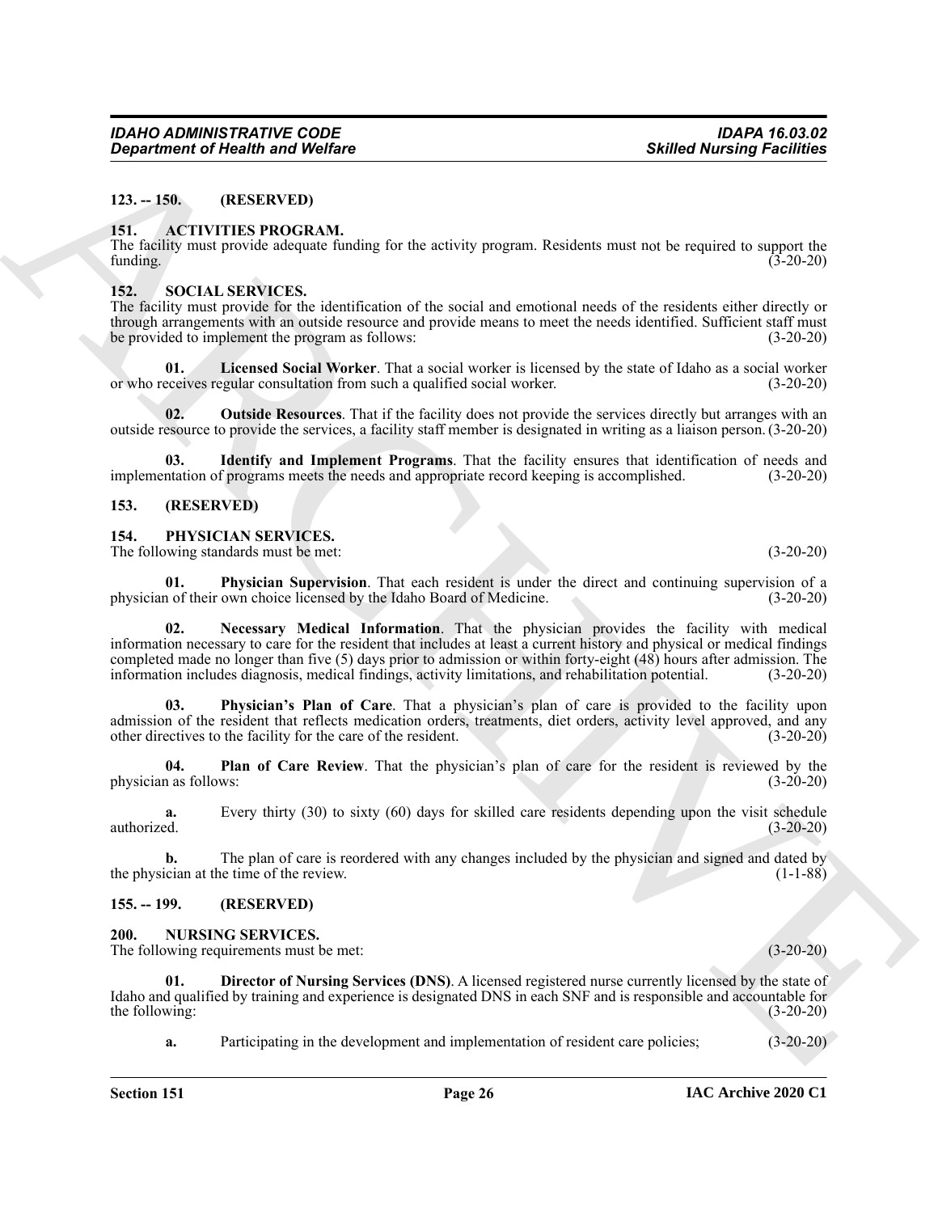## 123. -- 150. (RESERVED)

## 151. ACTIVITIES PROGRAM.

The facility must provide adequate funding for the activity program. Residents must not be required to support the funding. (3-20-20)

## 152. SOCIAL SERVICES.

The facility must provide for the identification of the social and emotional needs of the residents either directly or through arrangements with an outside resource and provide means to meet the needs identified. Sufficient staff must be provided to implement the program as follows: (3-20-20)

**01. Licensed Social Worker**. That a social worker is licensed by the state of Idaho as a social worker or who receives regular consultation from such a qualified social worker. (3-20-20)

**02. Outside Resources**. That if the facility does not provide the services directly but arranges with an outside resource to provide the services, a facility staff member is designated in writing as a liaison person. (3-20-20)

**03. Identify and Implement Programs**. That the facility ensures that identification of needs and implementation of programs meets the needs and appropriate record keeping is accomplished. (3-20-20)

## 153. (RESERVED)

## 154. PHYSICIAN SERVICES.

The following standards must be met: (3-20-20)

**01. Physician Supervision**. That each resident is under the direct and continuing supervision of a physician of their own choice licensed by the Idaho Board of Medicine. (3-20-20)

**02. Necessary Medical Information**. That the physician provides the facility with medical information necessary to care for the resident that includes at least a current history and physical or medical findings completed made no longer than five (5) days prior to admission or within forty-eight (48) hours after admission. The information includes diagnosis, medical findings, activity limitations, and rehabilitation potential. (3-20-20)

**03. Physician's Plan of Care**. That a physician's plan of care is provided to the facility upon admission of the resident that reflects medication orders, treatments, diet orders, activity level approved, and any other directives to the facility for the care of the resident. (3-20-20)

**04. Plan of Care Review**. That the physician's plan of care for the resident is reviewed by the physician as follows: (3-20-20)

**a.** Every thirty (30) to sixty (60) days for skilled care residents depending upon the visit schedule authorized. (3-20-20)

**b.** The plan of care is reordered with any changes included by the physician and signed and dated by the physician at the time of the review. (1-1-88)

## 155. -- 199. (RESERVED)

## 200. NURSING SERVICES.

The following requirements must be met: (3-20-20)

**01. Director of Nursing Services (DNS)**. A licensed registered nurse currently licensed by the state of Idaho and qualified by training and experience is designated DNS in each SNF and is responsible and accountable for the following: (3-20-20)

**a.** Participating in the development and implementation of resident care policies; (3-20-20)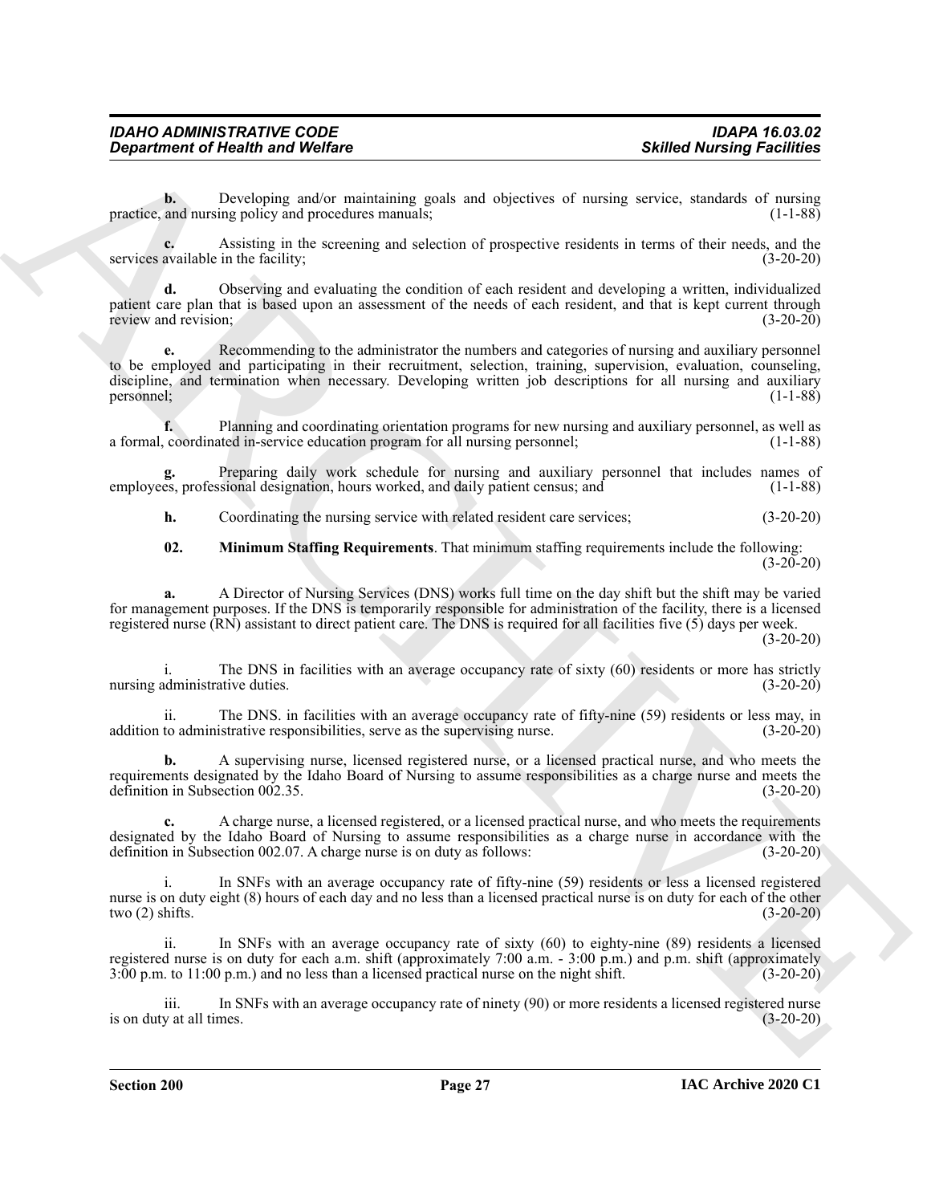**b.** Developing and/or maintaining goals and objectives of nursing service, standards of nursing practice, and nursing policy and procedures manuals; (1-1-88)

**c.** Assisting in the screening and selection of prospective residents in terms of their needs, and the services available in the facility; (3-20-20)

**d.** Observing and evaluating the condition of each resident and developing a written, individualized patient care plan that is based upon an assessment of the needs of each resident, and that is kept current through review and revision; (3-20-20)

**e.** Recommending to the administrator the numbers and categories of nursing and auxiliary personnel to be employed and participating in their recruitment, selection, training, supervision, evaluation, counseling, discipline, and termination when necessary. Developing written job descriptions for all nursing and auxiliary personnel; (1-1-88)

**f.** Planning and coordinating orientation programs for new nursing and auxiliary personnel, as well as a formal, coordinated in-service education program for all nursing personnel; (1-1-88)

**g.** Preparing daily work schedule for nursing and auxiliary personnel that includes names of employees, professional designation, hours worked, and daily patient census; and (1-1-88)

**h.** Coordinating the nursing service with related resident care services; (3-20-20)

**02. Minimum Staffing Requirements**. That minimum staffing requirements include the following: (3-20-20)

**a.** A Director of Nursing Services (DNS) works full time on the day shift but the shift may be varied for management purposes. If the DNS is temporarily responsible for administration of the facility, there is a licensed registered nurse (RN) assistant to direct patient care. The DNS is required for all facilities five (5) days per week. (3-20-20)

i. The DNS in facilities with an average occupancy rate of sixty (60) residents or more has strictly nursing administrative duties. (3-20-20)

ii. The DNS. in facilities with an average occupancy rate of fifty-nine (59) residents or less may, in addition to administrative responsibilities, serve as the supervising nurse. (3-20-20)

**b.** A supervising nurse, licensed registered nurse, or a licensed practical nurse, and who meets the requirements designated by the Idaho Board of Nursing to assume responsibilities as a charge nurse and meets the definition in Subsection 002.35. (3-20-20)

**c.** A charge nurse, a licensed registered, or a licensed practical nurse, and who meets the requirements designated by the Idaho Board of Nursing to assume responsibilities as a charge nurse in accordance with the definition in Subsection 002.07. A charge nurse is on duty as follows: (3-20-20)

i. In SNFs with an average occupancy rate of fifty-nine (59) residents or less a licensed registered nurse is on duty eight (8) hours of each day and no less than a licensed practical nurse is on duty for each of the other two (2) shifts. (3-20-20)

ii. In SNFs with an average occupancy rate of sixty (60) to eighty-nine (89) residents a licensed registered nurse is on duty for each a.m. shift (approximately 7:00 a.m. - 3:00 p.m.) and p.m. shift (approximately 3:00 p.m. to 11:00 p.m.) and no less than a licensed practical nurse on the night shift. (3-20-20)

iii. In SNFs with an average occupancy rate of ninety (90) or more residents a licensed registered nurse is on duty at all times. (3-20-20)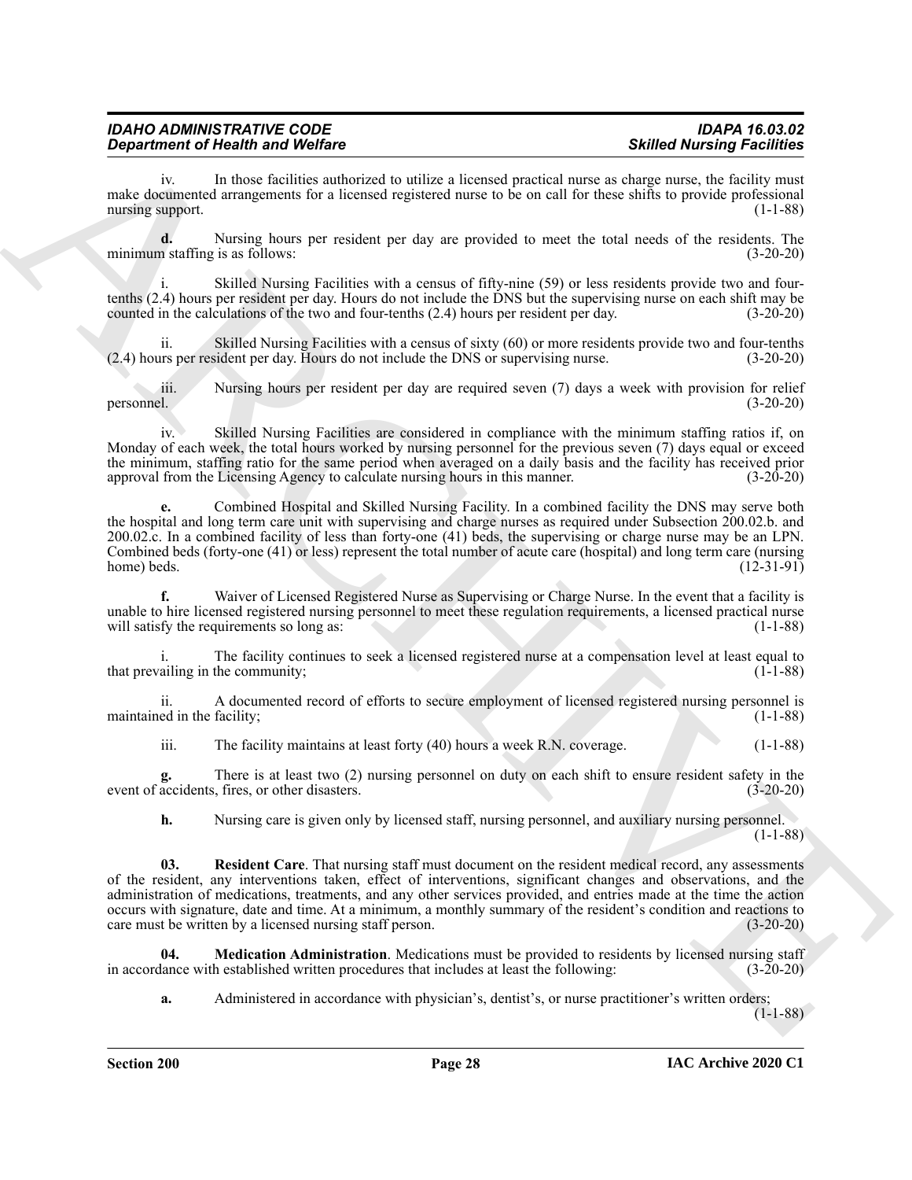iv. In those facilities authorized to utilize a licensed practical nurse as charge nurse, the facility must make documented arrangements for a licensed registered nurse to be on call for these shifts to provide professional nursing support. (1-1-88)

**d.** Nursing hours per resident per day are provided to meet the total needs of the residents. The minimum staffing is as follows: (3-20-20)

i. Skilled Nursing Facilities with a census of fifty-nine (59) or less residents provide two and four-tenths (2.4) hours per resident per day. Hours do not include the DNS but the supervising nurse on each shift may be counted in the calculations of the two and four-tenths (2.4) hours per resident per day. (3-20-20)

ii. Skilled Nursing Facilities with a census of sixty (60) or more residents provide two and four-tenths (2.4) hours per resident per day. Hours do not include the DNS or supervising nurse. (3-20-20)

iii. Nursing hours per resident per day are required seven (7) days a week with provision for relief personnel. (3-20-20)

iv. Skilled Nursing Facilities are considered in compliance with the minimum staffing ratios if, on Monday of each week, the total hours worked by nursing personnel for the previous seven (7) days equal or exceed the minimum, staffing ratio for the same period when averaged on a daily basis and the facility has received prior approval from the Licensing Agency to calculate nursing hours in this manner. (3-20-20)

**e.** Combined Hospital and Skilled Nursing Facility. In a combined facility the DNS may serve both the hospital and long term care unit with supervising and charge nurses as required under Subsection 200.02.b. and 200.02.c. In a combined facility of less than forty-one (41) beds, the supervising or charge nurse may be an LPN. Combined beds (forty-one (41) or less) represent the total number of acute care (hospital) and long term care (nursing home) beds. (12-31-91)

**f.** Waiver of Licensed Registered Nurse as Supervising or Charge Nurse. In the event that a facility is unable to hire licensed registered nursing personnel to meet these regulation requirements, a licensed practical nurse will satisfy the requirements so long as: (1-1-88)

i. The facility continues to seek a licensed registered nurse at a compensation level at least equal to that prevailing in the community; (1-1-88)

ii. A documented record of efforts to secure employment of licensed registered nursing personnel is maintained in the facility; (1-1-88)

iii. The facility maintains at least forty (40) hours a week R.N. coverage. (1-1-88)

**g.** There is at least two (2) nursing personnel on duty on each shift to ensure resident safety in the event of accidents, fires, or other disasters. (3-20-20)

**h.** Nursing care is given only by licensed staff, nursing personnel, and auxiliary nursing personnel. (1-1-88)

**03. Resident Care**. That nursing staff must document on the resident medical record, any assessments of the resident, any interventions taken, effect of interventions, significant changes and observations, and the administration of medications, treatments, and any other services provided, and entries made at the time the action occurs with signature, date and time. At a minimum, a monthly summary of the resident's condition and reactions to care must be written by a licensed nursing staff person. (3-20-20)

**04. Medication Administration**. Medications must be provided to residents by licensed nursing staff in accordance with established written procedures that includes at least the following: (3-20-20)

**a.** Administered in accordance with physician's, dentist's, or nurse practitioner's written orders; (1-1-88)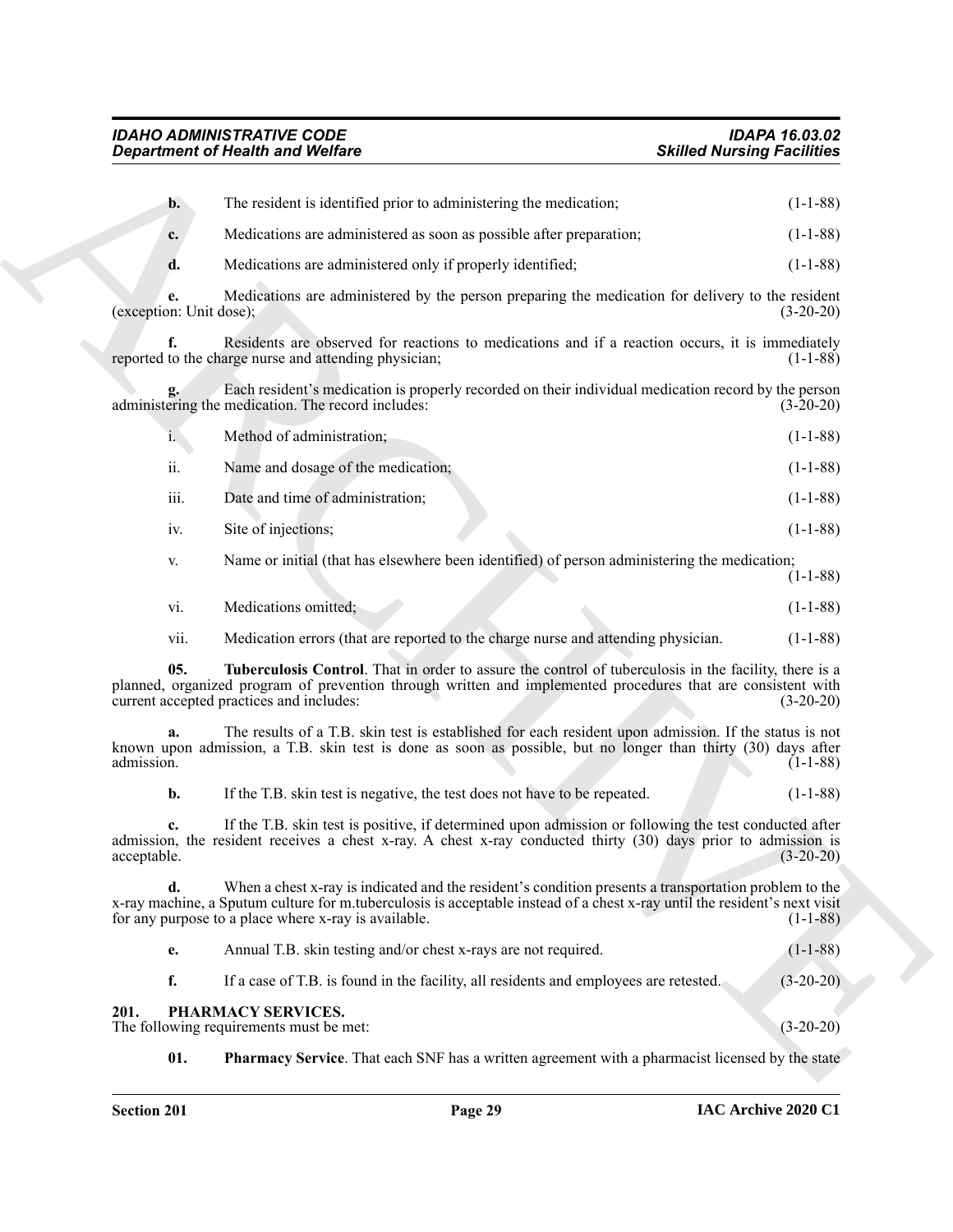**b.** The resident is identified prior to administering the medication; (1-1-88)

**c.** Medications are administered as soon as possible after preparation; (1-1-88)

**d.** Medications are administered only if properly identified; (1-1-88)

**e.** Medications are administered by the person preparing the medication for delivery to the resident (exception: Unit dose); (3-20-20)

**f.** Residents are observed for reactions to medications and if a reaction occurs, it is immediately reported to the charge nurse and attending physician; (1-1-88)

**g.** Each resident's medication is properly recorded on their individual medication record by the person administering the medication. The record includes: (3-20-20)

i. Method of administration; (1-1-88)

ii. Name and dosage of the medication; (1-1-88)

iii. Date and time of administration; (1-1-88)

iv. Site of injections; (1-1-88)

v. Name or initial (that has elsewhere been identified) of person administering the medication; (1-1-88)

vi. Medications omitted; (1-1-88)

vii. Medication errors (that are reported to the charge nurse and attending physician. (1-1-88)

**05. Tuberculosis Control**. That in order to assure the control of tuberculosis in the facility, there is a planned, organized program of prevention through written and implemented procedures that are consistent with current accepted practices and includes: (3-20-20)

**a.** The results of a T.B. skin test is established for each resident upon admission. If the status is not known upon admission, a T.B. skin test is done as soon as possible, but no longer than thirty (30) days after admission. (1-1-88)

**b.** If the T.B. skin test is negative, the test does not have to be repeated. (1-1-88)

**c.** If the T.B. skin test is positive, if determined upon admission or following the test conducted after admission, the resident receives a chest x-ray. A chest x-ray conducted thirty (30) days prior to admission is acceptable. (3-20-20)

**d.** When a chest x-ray is indicated and the resident's condition presents a transportation problem to the x-ray machine, a Sputum culture for m.tuberculosis is acceptable instead of a chest x-ray until the resident's next visit for any purpose to a place where x-ray is available. (1-1-88)

**e.** Annual T.B. skin testing and/or chest x-rays are not required. (1-1-88)

**f.** If a case of T.B. is found in the facility, all residents and employees are retested. (3-20-20)

## 201. PHARMACY SERVICES.

The following requirements must be met: (3-20-20)

**01. Pharmacy Service**. That each SNF has a written agreement with a pharmacist licensed by the state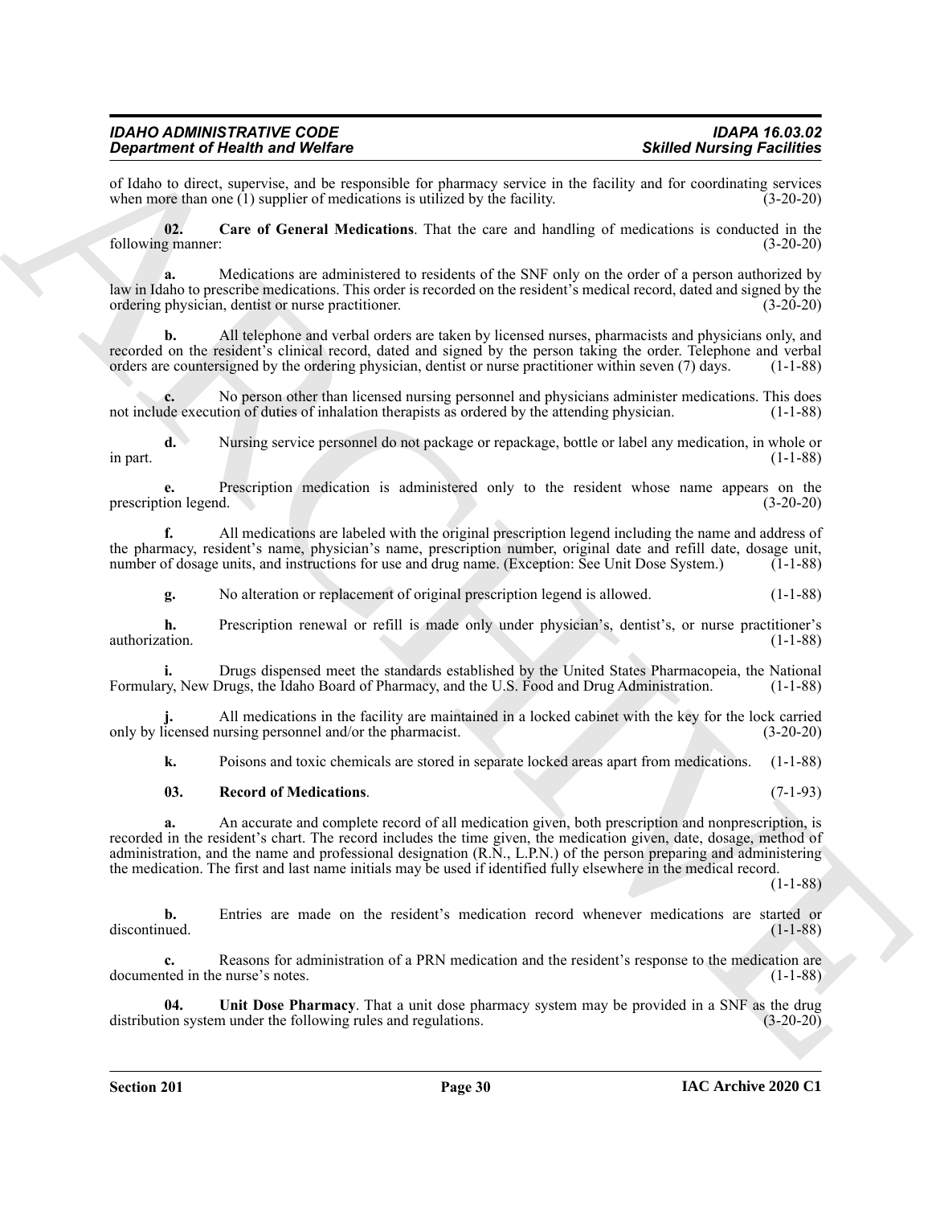of Idaho to direct, supervise, and be responsible for pharmacy service in the facility and for coordinating services when more than one (1) supplier of medications is utilized by the facility. (3-20-20)

**02. Care of General Medications**. That the care and handling of medications is conducted in the following manner: (3-20-20)

**a.** Medications are administered to residents of the SNF only on the order of a person authorized by law in Idaho to prescribe medications. This order is recorded on the resident's medical record, dated and signed by the ordering physician, dentist or nurse practitioner. (3-20-20)

**b.** All telephone and verbal orders are taken by licensed nurses, pharmacists and physicians only, and recorded on the resident's clinical record, dated and signed by the person taking the order. Telephone and verbal orders are countersigned by the ordering physician, dentist or nurse practitioner within seven (7) days. (1-1-88)

**c.** No person other than licensed nursing personnel and physicians administer medications. This does not include execution of duties of inhalation therapists as ordered by the attending physician. (1-1-88)

**d.** Nursing service personnel do not package or repackage, bottle or label any medication, in whole or in part. (1-1-88)

**e.** Prescription medication is administered only to the resident whose name appears on the prescription legend. (3-20-20)

**f.** All medications are labeled with the original prescription legend including the name and address of the pharmacy, resident's name, physician's name, prescription number, original date and refill date, dosage unit, number of dosage units, and instructions for use and drug name. (Exception: See Unit Dose System.) (1-1-88)

**g.** No alteration or replacement of original prescription legend is allowed. (1-1-88)

**h.** Prescription renewal or refill is made only under physician's, dentist's, or nurse practitioner's authorization. (1-1-88)

**i.** Drugs dispensed meet the standards established by the United States Pharmacopeia, the National Formulary, New Drugs, the Idaho Board of Pharmacy, and the U.S. Food and Drug Administration. (1-1-88)

**j.** All medications in the facility are maintained in a locked cabinet with the key for the lock carried only by licensed nursing personnel and/or the pharmacist. (3-20-20)

**k.** Poisons and toxic chemicals are stored in separate locked areas apart from medications. (1-1-88)

**03. Record of Medications**. (7-1-93)

**a.** An accurate and complete record of all medication given, both prescription and nonprescription, is recorded in the resident's chart. The record includes the time given, the medication given, date, dosage, method of administration, and the name and professional designation (R.N., L.P.N.) of the person preparing and administering the medication. The first and last name initials may be used if identified fully elsewhere in the medical record. (1-1-88)

**b.** Entries are made on the resident's medication record whenever medications are started or discontinued. (1-1-88)

**c.** Reasons for administration of a PRN medication and the resident's response to the medication are documented in the nurse's notes. (1-1-88)

**04. Unit Dose Pharmacy**. That a unit dose pharmacy system may be provided in a SNF as the drug distribution system under the following rules and regulations. (3-20-20)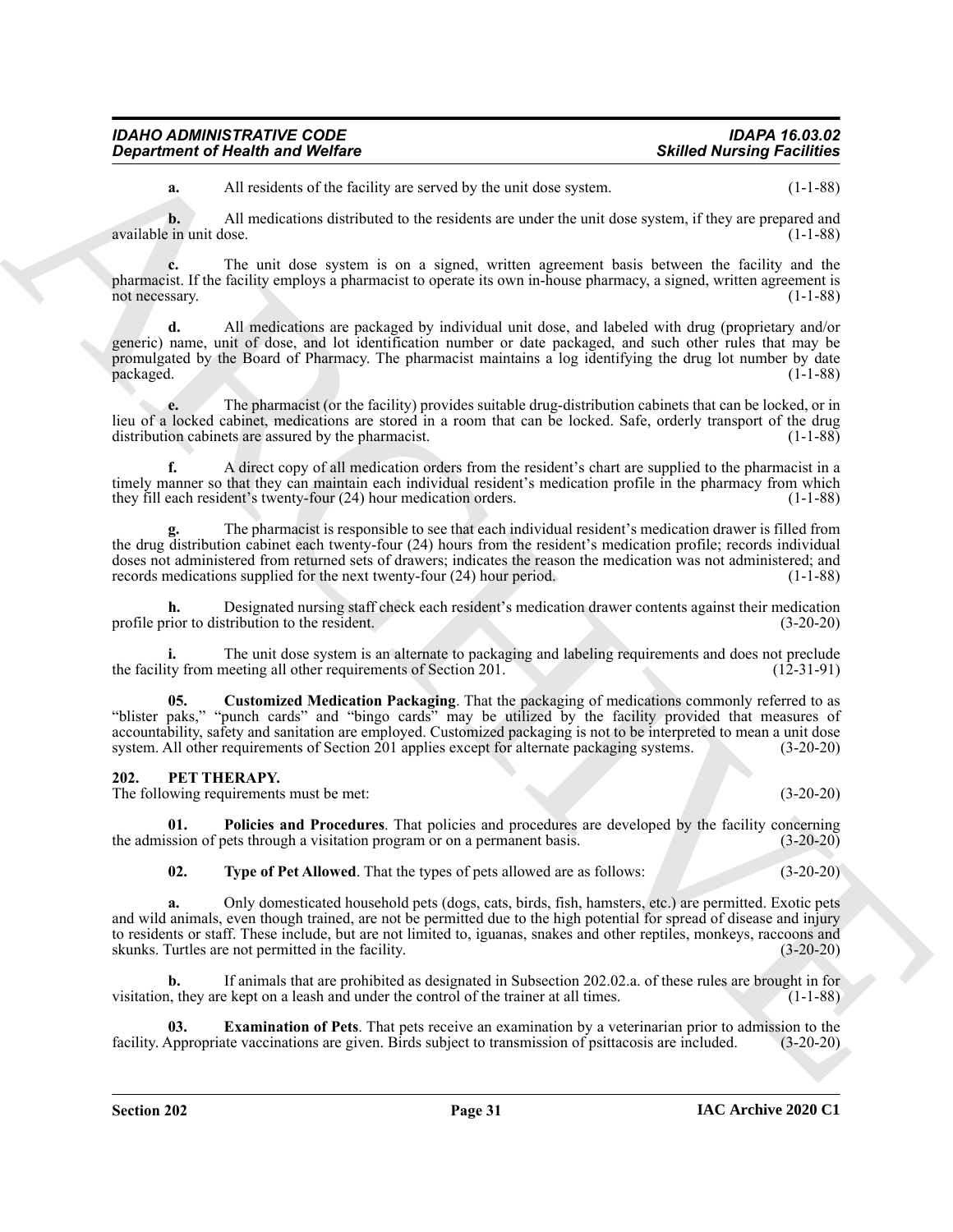**a.** All residents of the facility are served by the unit dose system. (1-1-88)

**b.** All medications distributed to the residents are under the unit dose system, if they are prepared and available in unit dose. (1-1-88)

**c.** The unit dose system is on a signed, written agreement basis between the facility and the pharmacist. If the facility employs a pharmacist to operate its own in-house pharmacy, a signed, written agreement is not necessary. (1-1-88)

**d.** All medications are packaged by individual unit dose, and labeled with drug (proprietary and/or generic) name, unit of dose, and lot identification number or date packaged, and such other rules that may be promulgated by the Board of Pharmacy. The pharmacist maintains a log identifying the drug lot number by date packaged. (1-1-88)

**e.** The pharmacist (or the facility) provides suitable drug-distribution cabinets that can be locked, or in lieu of a locked cabinet, medications are stored in a room that can be locked. Safe, orderly transport of the drug distribution cabinets are assured by the pharmacist. (1-1-88)

**f.** A direct copy of all medication orders from the resident's chart are supplied to the pharmacist in a timely manner so that they can maintain each individual resident's medication profile in the pharmacy from which they fill each resident's twenty-four (24) hour medication orders. (1-1-88)

**g.** The pharmacist is responsible to see that each individual resident's medication drawer is filled from the drug distribution cabinet each twenty-four (24) hours from the resident's medication profile; records individual doses not administered from returned sets of drawers; indicates the reason the medication was not administered; and records medications supplied for the next twenty-four (24) hour period. (1-1-88)

**h.** Designated nursing staff check each resident's medication drawer contents against their medication profile prior to distribution to the resident. (3-20-20)

**i.** The unit dose system is an alternate to packaging and labeling requirements and does not preclude the facility from meeting all other requirements of Section 201. (12-31-91)

**05. Customized Medication Packaging**. That the packaging of medications commonly referred to as "blister paks," "punch cards" and "bingo cards" may be utilized by the facility provided that measures of accountability, safety and sanitation are employed. Customized packaging is not to be interpreted to mean a unit dose system. All other requirements of Section 201 applies except for alternate packaging systems. (3-20-20)

## 202. PET THERAPY.

The following requirements must be met: (3-20-20)

**01. Policies and Procedures**. That policies and procedures are developed by the facility concerning the admission of pets through a visitation program or on a permanent basis. (3-20-20)

**02. Type of Pet Allowed**. That the types of pets allowed are as follows: (3-20-20)

**a.** Only domesticated household pets (dogs, cats, birds, fish, hamsters, etc.) are permitted. Exotic pets and wild animals, even though trained, are not be permitted due to the high potential for spread of disease and injury to residents or staff. These include, but are not limited to, iguanas, snakes and other reptiles, monkeys, raccoons and skunks. Turtles are not permitted in the facility. (3-20-20)

**b.** If animals that are prohibited as designated in Subsection 202.02.a. of these rules are brought in for visitation, they are kept on a leash and under the control of the trainer at all times. (1-1-88)

**03. Examination of Pets**. That pets receive an examination by a veterinarian prior to admission to the facility. Appropriate vaccinations are given. Birds subject to transmission of psittacosis are included. (3-20-20)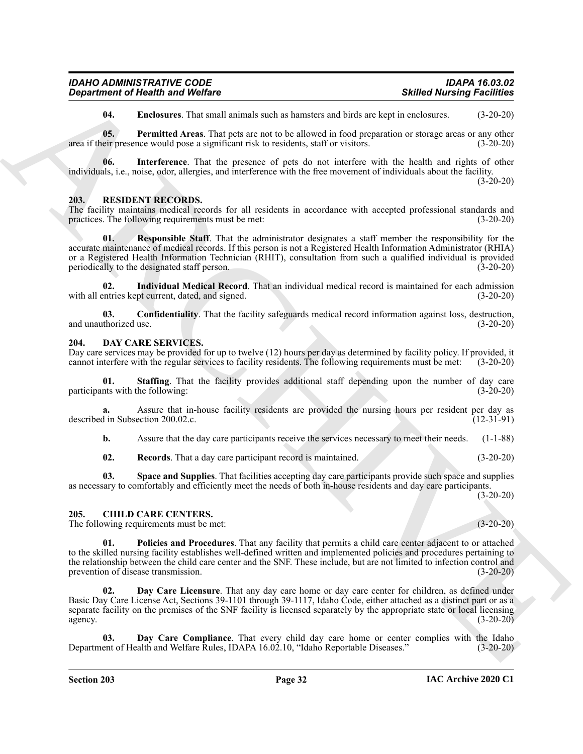**04. Enclosures**. That small animals such as hamsters and birds are kept in enclosures. (3-20-20)

**05. Permitted Areas**. That pets are not to be allowed in food preparation or storage areas or any other area if their presence would pose a significant risk to residents, staff or visitors. (3-20-20)

**06. Interference**. That the presence of pets do not interfere with the health and rights of other individuals, i.e., noise, odor, allergies, and interference with the free movement of individuals about the facility. (3-20-20)

## 203. RESIDENT RECORDS.

The facility maintains medical records for all residents in accordance with accepted professional standards and practices. The following requirements must be met: (3-20-20)

**01. Responsible Staff**. That the administrator designates a staff member the responsibility for the accurate maintenance of medical records. If this person is not a Registered Health Information Administrator (RHIA) or a Registered Health Information Technician (RHIT), consultation from such a qualified individual is provided periodically to the designated staff person. (3-20-20)

**02. Individual Medical Record**. That an individual medical record is maintained for each admission with all entries kept current, dated, and signed. (3-20-20)

**03. Confidentiality**. That the facility safeguards medical record information against loss, destruction, and unauthorized use. (3-20-20)

## 204. DAY CARE SERVICES.

Day care services may be provided for up to twelve (12) hours per day as determined by facility policy. If provided, it cannot interfere with the regular services to facility residents. The following requirements must be met: (3-20-20)

**01. Staffing**. That the facility provides additional staff depending upon the number of day care participants with the following: (3-20-20)

**a.** Assure that in-house facility residents are provided the nursing hours per resident per day as described in Subsection 200.02.c. (12-31-91)

**b.** Assure that the day care participants receive the services necessary to meet their needs. (1-1-88)

**02. Records**. That a day care participant record is maintained. (3-20-20)

**03. Space and Supplies**. That facilities accepting day care participants provide such space and supplies as necessary to comfortably and efficiently meet the needs of both in-house residents and day care participants. (3-20-20)

## 205. CHILD CARE CENTERS.

The following requirements must be met: (3-20-20)

**01. Policies and Procedures**. That any facility that permits a child care center adjacent to or attached to the skilled nursing facility establishes well-defined written and implemented policies and procedures pertaining to the relationship between the child care center and the SNF. These include, but are not limited to infection control and prevention of disease transmission. (3-20-20)

**02. Day Care Licensure**. That any day care home or day care center for children, as defined under Basic Day Care License Act, Sections 39-1101 through 39-1117, Idaho Code, either attached as a distinct part or as a separate facility on the premises of the SNF facility is licensed separately by the appropriate state or local licensing agency. (3-20-20)

**03. Day Care Compliance**. That every child day care home or center complies with the Idaho Department of Health and Welfare Rules, IDAPA 16.02.10, "Idaho Reportable Diseases." (3-20-20)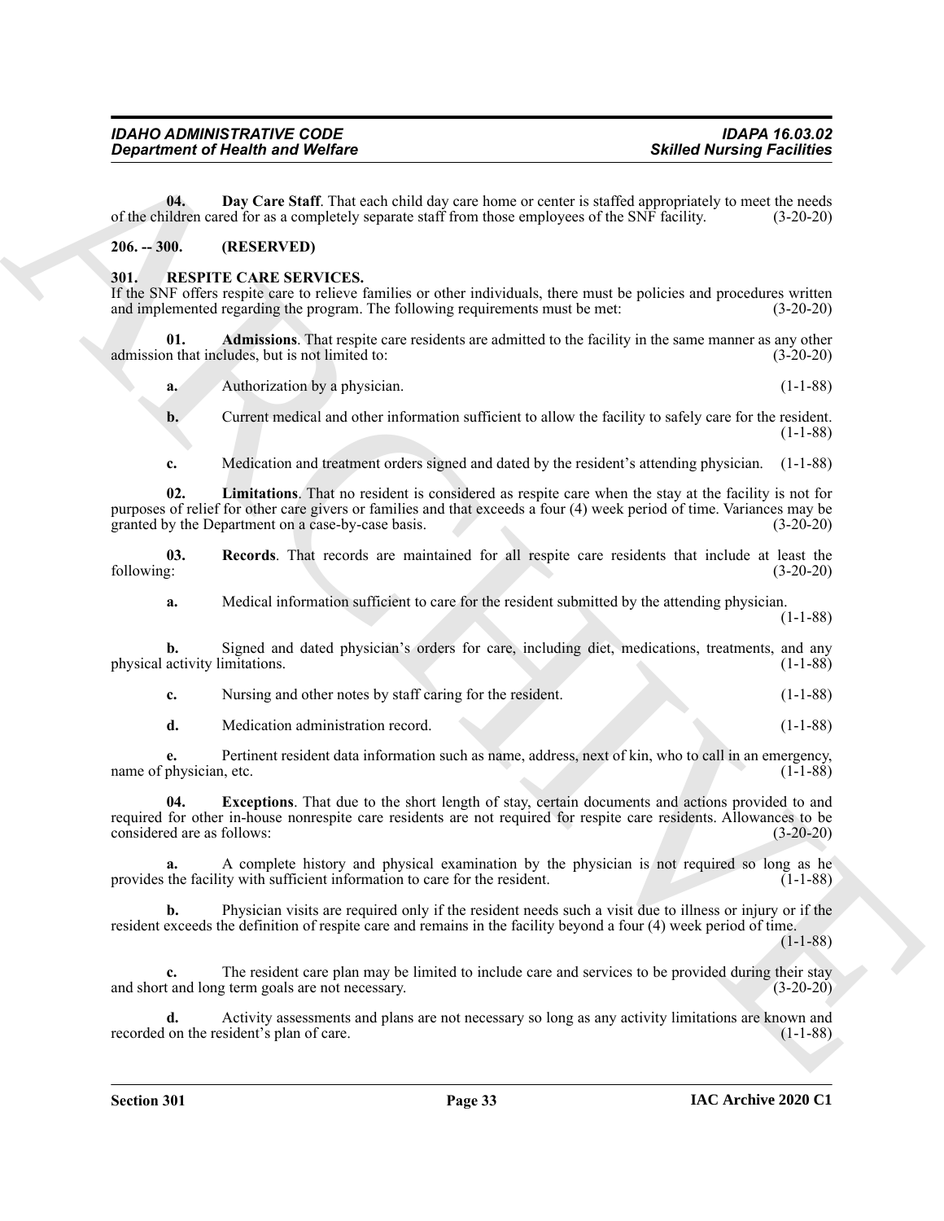**04. Day Care Staff**. That each child day care home or center is staffed appropriately to meet the needs of the children cared for as a completely separate staff from those employees of the SNF facility. (3-20-20)

## 206. -- 300. (RESERVED)

## 301. RESPITE CARE SERVICES.

If the SNF offers respite care to relieve families or other individuals, there must be policies and procedures written and implemented regarding the program. The following requirements must be met: (3-20-20)

**01. Admissions**. That respite care residents are admitted to the facility in the same manner as any other admission that includes, but is not limited to: (3-20-20)

**a.** Authorization by a physician. (1-1-88)

**b.** Current medical and other information sufficient to allow the facility to safely care for the resident. (1-1-88)

**c.** Medication and treatment orders signed and dated by the resident's attending physician. (1-1-88)

**02. Limitations**. That no resident is considered as respite care when the stay at the facility is not for purposes of relief for other care givers or families and that exceeds a four (4) week period of time. Variances may be granted by the Department on a case-by-case basis. (3-20-20)

**03. Records**. That records are maintained for all respite care residents that include at least the following: (3-20-20)

**a.** Medical information sufficient to care for the resident submitted by the attending physician. (1-1-88)

**b.** Signed and dated physician's orders for care, including diet, medications, treatments, and any physical activity limitations. (1-1-88)

**c.** Nursing and other notes by staff caring for the resident. (1-1-88)

**d.** Medication administration record. (1-1-88)

**e.** Pertinent resident data information such as name, address, next of kin, who to call in an emergency, name of physician, etc. (1-1-88)

**04. Exceptions**. That due to the short length of stay, certain documents and actions provided to and required for other in-house nonrespite care residents are not required for respite care residents. Allowances to be considered are as follows: (3-20-20)

**a.** A complete history and physical examination by the physician is not required so long as he provides the facility with sufficient information to care for the resident. (1-1-88)

**b.** Physician visits are required only if the resident needs such a visit due to illness or injury or if the resident exceeds the definition of respite care and remains in the facility beyond a four (4) week period of time. (1-1-88)

**c.** The resident care plan may be limited to include care and services to be provided during their stay and short and long term goals are not necessary. (3-20-20)

**d.** Activity assessments and plans are not necessary so long as any activity limitations are known and recorded on the resident's plan of care. (1-1-88)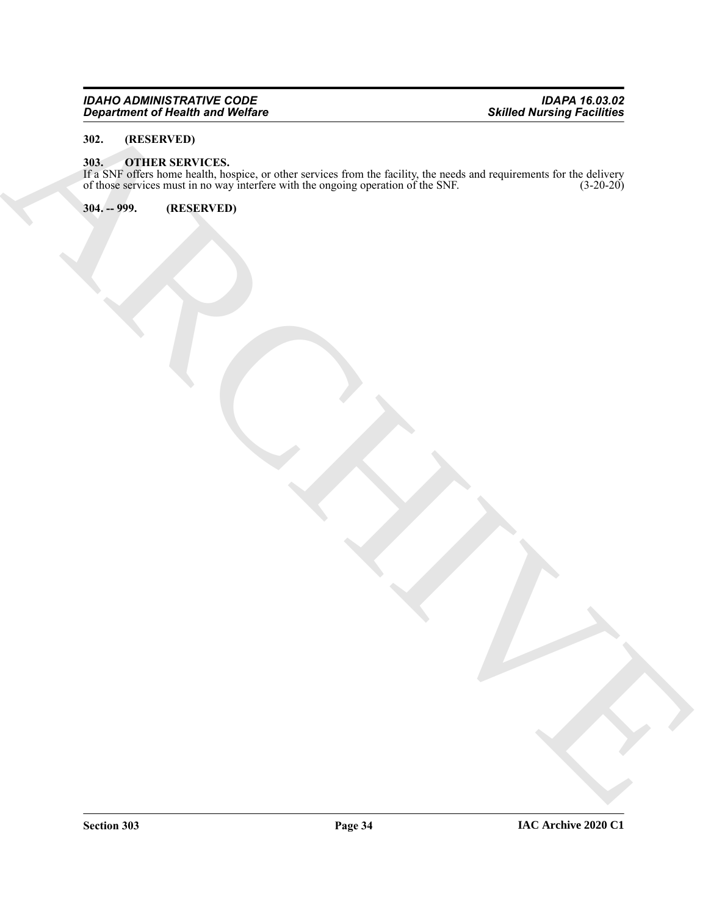**302. (RESERVED)**

**303. OTHER SERVICES.**

If a SNF offers home health, hospice, or other services from the facility, the needs and requirements for the delivery of those services must in no way interfere with the ongoing operation of the SNF. (3-20-20)

**304. -- 999. (RESERVED)**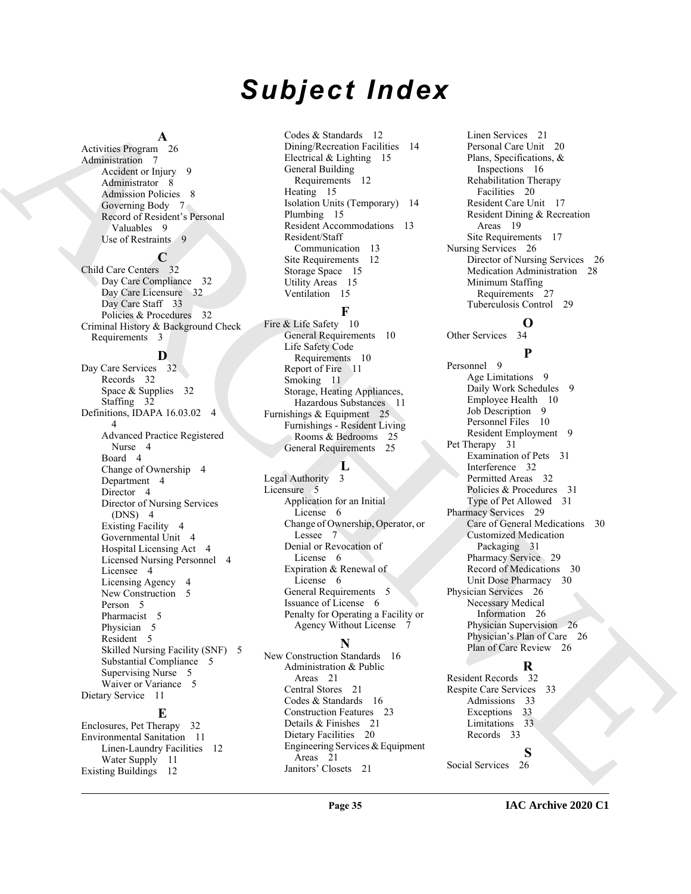# Subject Index

**A**

Activities Program 26
Administration 7
- Accident or Injury 9
- Administrator 8
- Admission Policies 8
- Governing Body 7
- Record of Resident's Personal Valuables 9
- Use of Restraints 9

**C**

Child Care Centers 32
- Day Care Compliance 32
- Day Care Licensure 32
- Day Care Staff 33
- Policies & Procedures 32

Criminal History & Background Check Requirements 3

**D**

Day Care Services 32
- Records 32
- Space & Supplies 32
- Staffing 32

Definitions, IDAPA 16.03.02 4
4
- Advanced Practice Registered Nurse 4
- Board 4
- Change of Ownership 4
- Department 4
- Director 4
- Director of Nursing Services (DNS) 4
- Existing Facility 4
- Governmental Unit 4
- Hospital Licensing Act 4
- Licensed Nursing Personnel 4
- Licensee 4
- Licensing Agency 4
- New Construction 5
- Person 5
- Pharmacist 5
- Physician 5
- Resident 5
- Skilled Nursing Facility (SNF) 5
- Substantial Compliance 5
- Supervising Nurse 5
- Waiver or Variance 5

Dietary Service 11

**E**

Enclosures, Pet Therapy 32
Environmental Sanitation 11
- Linen-Laundry Facilities 12
- Water Supply 11

Existing Buildings 12
- Codes & Standards 12
- Dining/Recreation Facilities 14
- Electrical & Lighting 15
- General Building Requirements 12
- Heating 15
- Isolation Units (Temporary) 14
- Plumbing 15
- Resident Accommodations 13
- Resident/Staff Communication 13
- Site Requirements 12
- Storage Space 15
- Utility Areas 15
- Ventilation 15

**F**

Fire & Life Safety 10
- General Requirements 10
- Life Safety Code Requirements 10
- Report of Fire 11
- Smoking 11
- Storage, Heating Appliances, Hazardous Substances 11

Furnishings & Equipment 25
- Furnishings - Resident Living Rooms & Bedrooms 25
- General Requirements 25

**L**

Legal Authority 3
Licensure 5
- Application for an Initial License 6
- Change of Ownership, Operator, or Lessee 7
- Denial or Revocation of License 6
- Expiration & Renewal of License 6
- General Requirements 5
- Issuance of License 6
- Penalty for Operating a Facility or Agency Without License 7

**N**

New Construction Standards 16
- Administration & Public Areas 21
- Central Stores 21
- Codes & Standards 16
- Construction Features 23
- Details & Finishes 21
- Dietary Facilities 20
- Engineering Services & Equipment Areas 21
- Janitors' Closets 21
- Linen Services 21
- Personal Care Unit 20
- Plans, Specifications, & Inspections 16
- Rehabilitation Therapy Facilities 20
- Resident Care Unit 17
- Resident Dining & Recreation Areas 19
- Site Requirements 17

Nursing Services 26
- Director of Nursing Services 26
- Medication Administration 28
- Minimum Staffing Requirements 27
- Tuberculosis Control 29

**O**

Other Services 34

**P**

Personnel 9
- Age Limitations 9
- Daily Work Schedules 9
- Employee Health 10
- Job Description 9
- Personnel Files 10
- Resident Employment 9

Pet Therapy 31
- Examination of Pets 31
- Interference 32
- Permitted Areas 32
- Policies & Procedures 31
- Type of Pet Allowed 31

Pharmacy Services 29
- Care of General Medications 30
- Customized Medication Packaging 31
- Pharmacy Service 29
- Record of Medications 30
- Unit Dose Pharmacy 30

Physician Services 26
- Necessary Medical Information 26
- Physician Supervision 26
- Physician's Plan of Care 26
- Plan of Care Review 26

**R**

Resident Records 32
Respite Care Services 33
- Admissions 33
- Exceptions 33
- Limitations 33
- Records 33

**S**

Social Services 26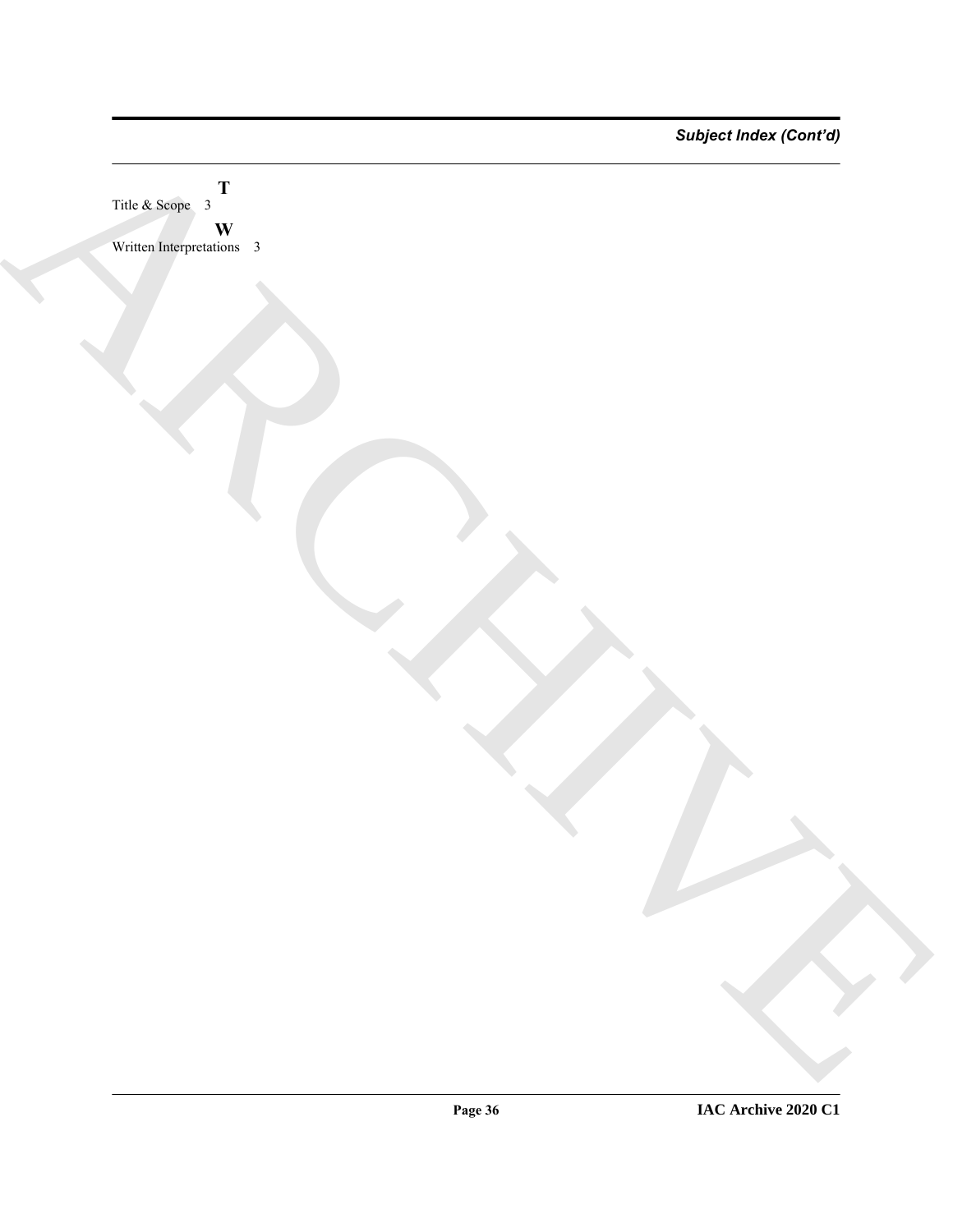## T

Title & Scope 3

## W

Written Interpretations 3